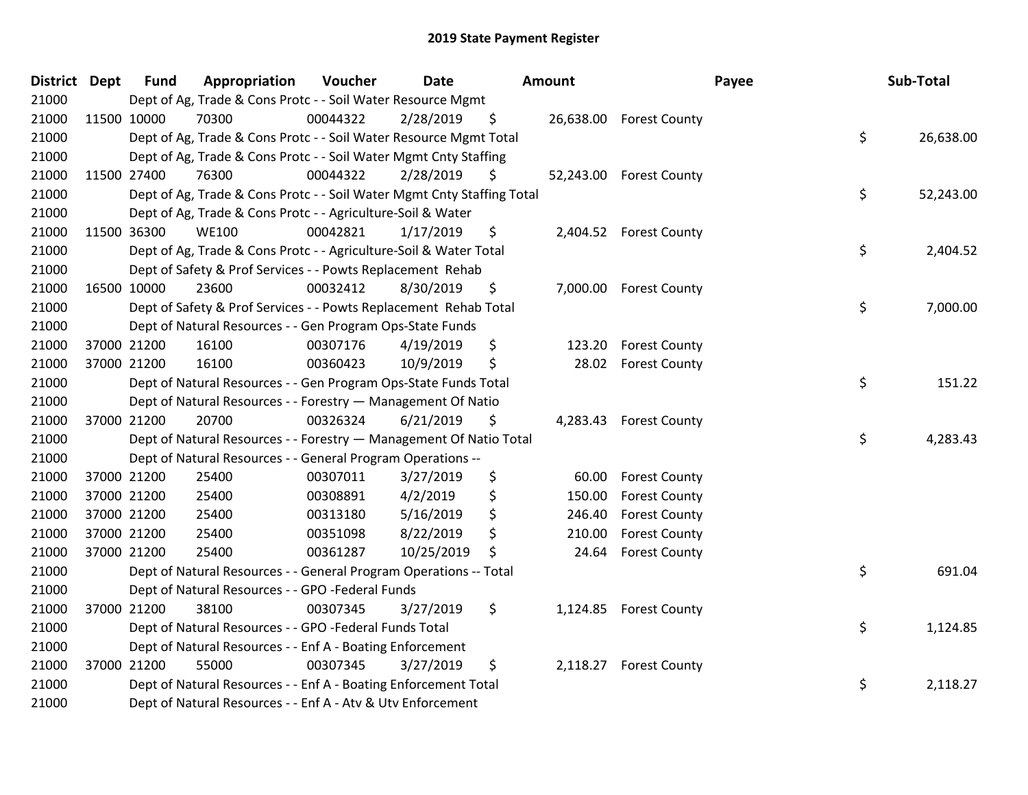# 2019 State Payment Register

| District | Dept | Fund | Appropriation | Voucher | Date | Amount | Payee | Sub-Total |
|---|---|---|---|---|---|---|---|---|
| 21000 | | Dept of Ag, Trade & Cons Protc - - Soil Water Resource Mgmt | | | | | | |
| 21000 | 11500 | 10000 | 70300 | 00044322 | 2/28/2019 | $ 26,638.00 | Forest County | |
| 21000 | | Dept of Ag, Trade & Cons Protc - - Soil Water Resource Mgmt Total | | | | | | $ 26,638.00 |
| 21000 | | Dept of Ag, Trade & Cons Protc - - Soil Water Mgmt Cnty Staffing | | | | | | |
| 21000 | 11500 | 27400 | 76300 | 00044322 | 2/28/2019 | $ 52,243.00 | Forest County | |
| 21000 | | Dept of Ag, Trade & Cons Protc - - Soil Water Mgmt Cnty Staffing Total | | | | | | $ 52,243.00 |
| 21000 | | Dept of Ag, Trade & Cons Protc - - Agriculture-Soil & Water | | | | | | |
| 21000 | 11500 | 36300 | WE100 | 00042821 | 1/17/2019 | $ 2,404.52 | Forest County | |
| 21000 | | Dept of Ag, Trade & Cons Protc - - Agriculture-Soil & Water Total | | | | | | $ 2,404.52 |
| 21000 | | Dept of Safety & Prof Services - - Powts Replacement Rehab | | | | | | |
| 21000 | 16500 | 10000 | 23600 | 00032412 | 8/30/2019 | $ 7,000.00 | Forest County | |
| 21000 | | Dept of Safety & Prof Services - - Powts Replacement Rehab Total | | | | | | $ 7,000.00 |
| 21000 | | Dept of Natural Resources - - Gen Program Ops-State Funds | | | | | | |
| 21000 | 37000 | 21200 | 16100 | 00307176 | 4/19/2019 | $ 123.20 | Forest County | |
| 21000 | 37000 | 21200 | 16100 | 00360423 | 10/9/2019 | $ 28.02 | Forest County | |
| 21000 | | Dept of Natural Resources - - Gen Program Ops-State Funds Total | | | | | | $ 151.22 |
| 21000 | | Dept of Natural Resources - - Forestry — Management Of Natio | | | | | | |
| 21000 | 37000 | 21200 | 20700 | 00326324 | 6/21/2019 | $ 4,283.43 | Forest County | |
| 21000 | | Dept of Natural Resources - - Forestry — Management Of Natio Total | | | | | | $ 4,283.43 |
| 21000 | | Dept of Natural Resources - - General Program Operations -- | | | | | | |
| 21000 | 37000 | 21200 | 25400 | 00307011 | 3/27/2019 | $ 60.00 | Forest County | |
| 21000 | 37000 | 21200 | 25400 | 00308891 | 4/2/2019 | $ 150.00 | Forest County | |
| 21000 | 37000 | 21200 | 25400 | 00313180 | 5/16/2019 | $ 246.40 | Forest County | |
| 21000 | 37000 | 21200 | 25400 | 00351098 | 8/22/2019 | $ 210.00 | Forest County | |
| 21000 | 37000 | 21200 | 25400 | 00361287 | 10/25/2019 | $ 24.64 | Forest County | |
| 21000 | | Dept of Natural Resources - - General Program Operations -- Total | | | | | | $ 691.04 |
| 21000 | | Dept of Natural Resources - - GPO -Federal Funds | | | | | | |
| 21000 | 37000 | 21200 | 38100 | 00307345 | 3/27/2019 | $ 1,124.85 | Forest County | |
| 21000 | | Dept of Natural Resources - - GPO -Federal Funds Total | | | | | | $ 1,124.85 |
| 21000 | | Dept of Natural Resources - - Enf A - Boating Enforcement | | | | | | |
| 21000 | 37000 | 21200 | 55000 | 00307345 | 3/27/2019 | $ 2,118.27 | Forest County | |
| 21000 | | Dept of Natural Resources - - Enf A - Boating Enforcement Total | | | | | | $ 2,118.27 |
| 21000 | | Dept of Natural Resources - - Enf A - Atv & Utv Enforcement | | | | | | |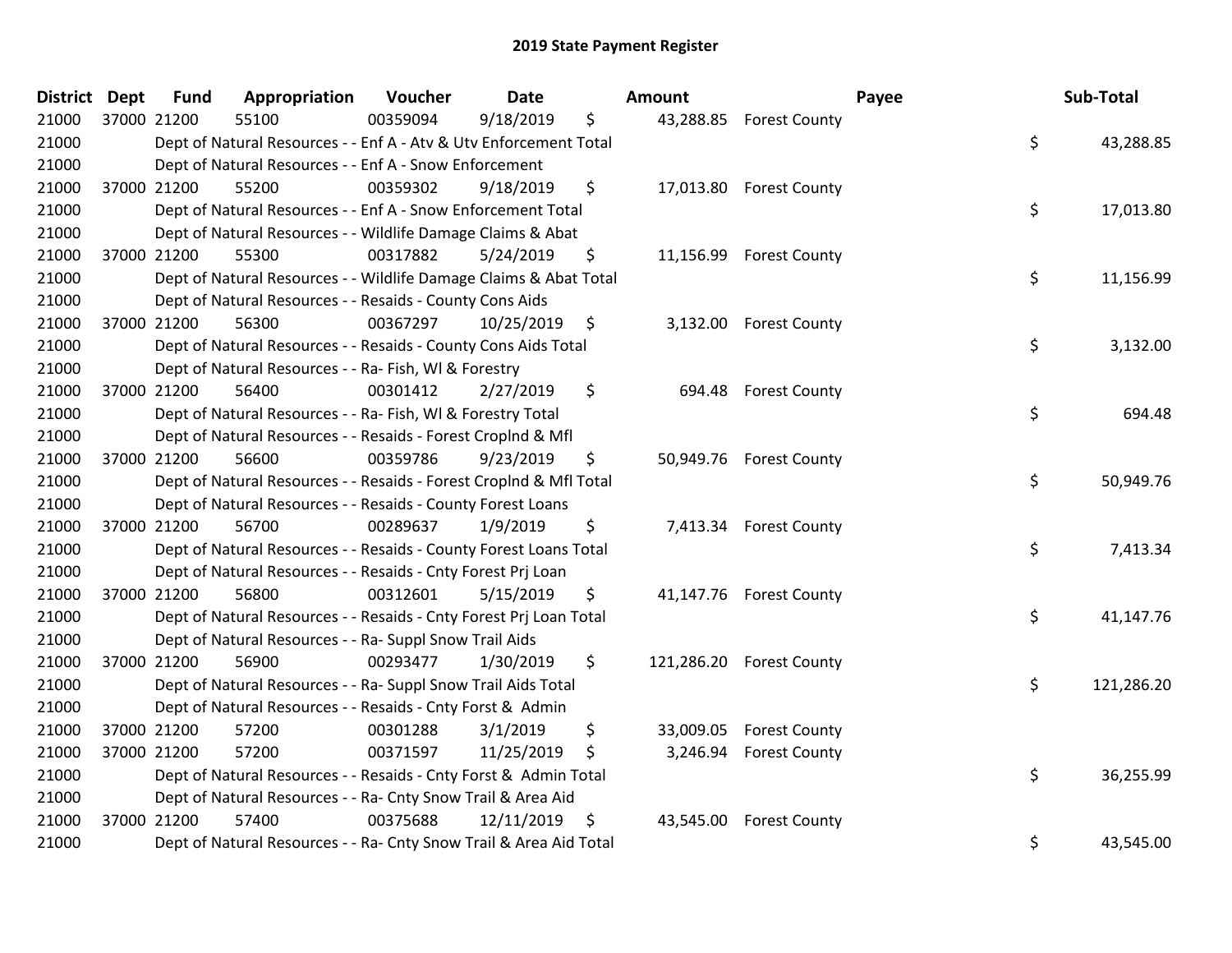# 2019 State Payment Register

| District | Dept | Fund | Appropriation | Voucher | Date | Amount | Payee | Sub-Total |
|---|---|---|---|---|---|---|---|---|
| 21000 | 37000 | 21200 | 55100 | 00359094 | 9/18/2019 | $ 43,288.85 | Forest County | |
| 21000 | | Dept of Natural Resources - - Enf A - Atv & Utv Enforcement Total | | | | | | $ 43,288.85 |
| 21000 | | Dept of Natural Resources - - Enf A - Snow Enforcement | | | | | | |
| 21000 | 37000 | 21200 | 55200 | 00359302 | 9/18/2019 | $ 17,013.80 | Forest County | |
| 21000 | | Dept of Natural Resources - - Enf A - Snow Enforcement Total | | | | | | $ 17,013.80 |
| 21000 | | Dept of Natural Resources - - Wildlife Damage Claims & Abat | | | | | | |
| 21000 | 37000 | 21200 | 55300 | 00317882 | 5/24/2019 | $ 11,156.99 | Forest County | |
| 21000 | | Dept of Natural Resources - - Wildlife Damage Claims & Abat Total | | | | | | $ 11,156.99 |
| 21000 | | Dept of Natural Resources - - Resaids - County Cons Aids | | | | | | |
| 21000 | 37000 | 21200 | 56300 | 00367297 | 10/25/2019 | $ 3,132.00 | Forest County | |
| 21000 | | Dept of Natural Resources - - Resaids - County Cons Aids Total | | | | | | $ 3,132.00 |
| 21000 | | Dept of Natural Resources - - Ra- Fish, Wl & Forestry | | | | | | |
| 21000 | 37000 | 21200 | 56400 | 00301412 | 2/27/2019 | $ 694.48 | Forest County | |
| 21000 | | Dept of Natural Resources - - Ra- Fish, Wl & Forestry Total | | | | | | $ 694.48 |
| 21000 | | Dept of Natural Resources - - Resaids - Forest Croplnd & Mfl | | | | | | |
| 21000 | 37000 | 21200 | 56600 | 00359786 | 9/23/2019 | $ 50,949.76 | Forest County | |
| 21000 | | Dept of Natural Resources - - Resaids - Forest Croplnd & Mfl Total | | | | | | $ 50,949.76 |
| 21000 | | Dept of Natural Resources - - Resaids - County Forest Loans | | | | | | |
| 21000 | 37000 | 21200 | 56700 | 00289637 | 1/9/2019 | $ 7,413.34 | Forest County | |
| 21000 | | Dept of Natural Resources - - Resaids - County Forest Loans Total | | | | | | $ 7,413.34 |
| 21000 | | Dept of Natural Resources - - Resaids - Cnty Forest Prj Loan | | | | | | |
| 21000 | 37000 | 21200 | 56800 | 00312601 | 5/15/2019 | $ 41,147.76 | Forest County | |
| 21000 | | Dept of Natural Resources - - Resaids - Cnty Forest Prj Loan Total | | | | | | $ 41,147.76 |
| 21000 | | Dept of Natural Resources - - Ra- Suppl Snow Trail Aids | | | | | | |
| 21000 | 37000 | 21200 | 56900 | 00293477 | 1/30/2019 | $ 121,286.20 | Forest County | |
| 21000 | | Dept of Natural Resources - - Ra- Suppl Snow Trail Aids Total | | | | | | $ 121,286.20 |
| 21000 | | Dept of Natural Resources - - Resaids - Cnty Forst & Admin | | | | | | |
| 21000 | 37000 | 21200 | 57200 | 00301288 | 3/1/2019 | $ 33,009.05 | Forest County | |
| 21000 | 37000 | 21200 | 57200 | 00371597 | 11/25/2019 | $ 3,246.94 | Forest County | |
| 21000 | | Dept of Natural Resources - - Resaids - Cnty Forst & Admin Total | | | | | | $ 36,255.99 |
| 21000 | | Dept of Natural Resources - - Ra- Cnty Snow Trail & Area Aid | | | | | | |
| 21000 | 37000 | 21200 | 57400 | 00375688 | 12/11/2019 | $ 43,545.00 | Forest County | |
| 21000 | | Dept of Natural Resources - - Ra- Cnty Snow Trail & Area Aid Total | | | | | | $ 43,545.00 |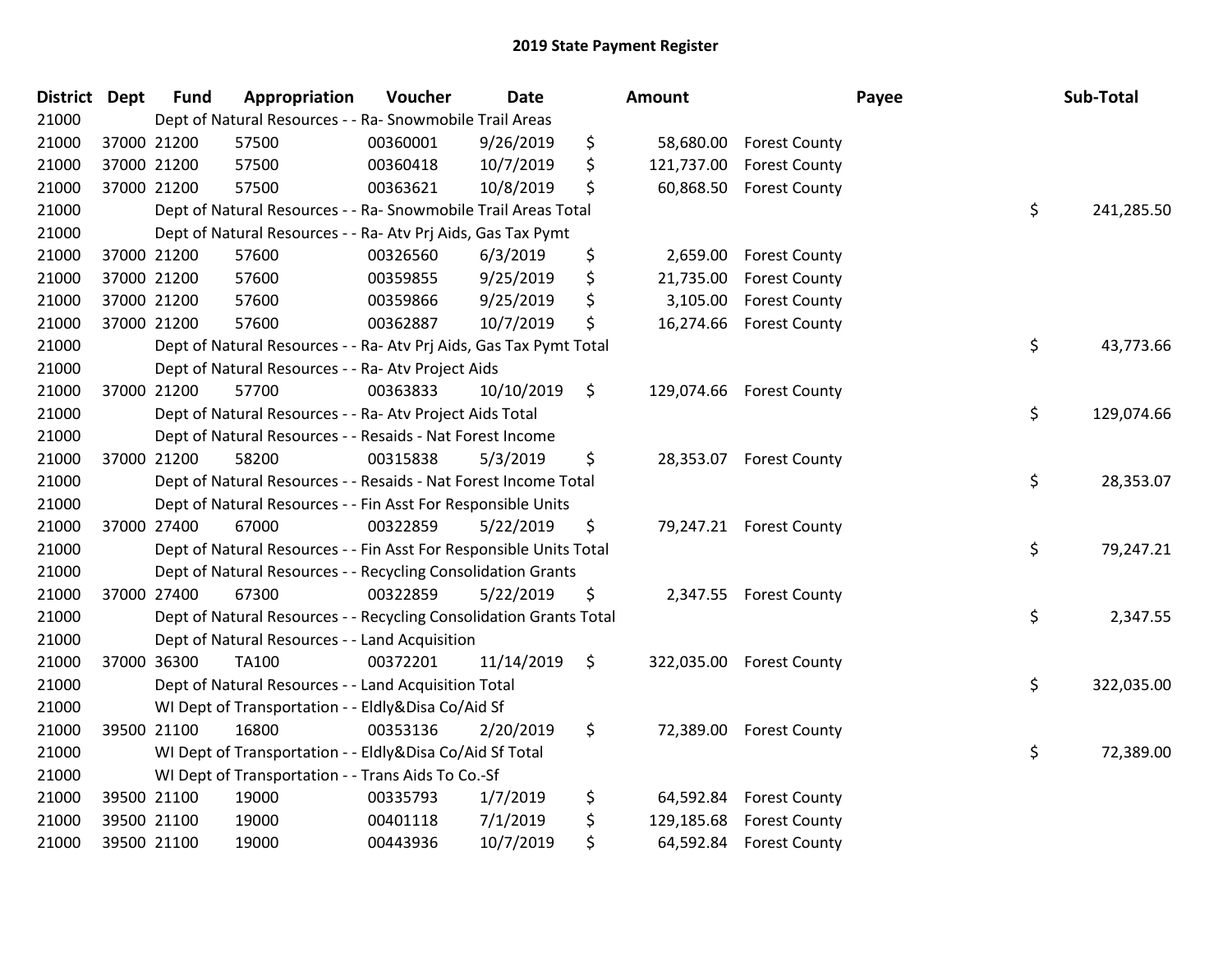# 2019 State Payment Register

| District | Dept | Fund | Appropriation | Voucher | Date | Amount | Payee | Sub-Total |
|---|---|---|---|---|---|---|---|---|
| 21000 | | Dept of Natural Resources - - Ra- Snowmobile Trail Areas | | | | | | |
| 21000 | 37000 | 21200 | 57500 | 00360001 | 9/26/2019 | $ 58,680.00 | Forest County | |
| 21000 | 37000 | 21200 | 57500 | 00360418 | 10/7/2019 | $ 121,737.00 | Forest County | |
| 21000 | 37000 | 21200 | 57500 | 00363621 | 10/8/2019 | $ 60,868.50 | Forest County | |
| 21000 | | Dept of Natural Resources - - Ra- Snowmobile Trail Areas Total | | | | | | $ 241,285.50 |
| 21000 | | Dept of Natural Resources - - Ra- Atv Prj Aids, Gas Tax Pymt | | | | | | |
| 21000 | 37000 | 21200 | 57600 | 00326560 | 6/3/2019 | $ 2,659.00 | Forest County | |
| 21000 | 37000 | 21200 | 57600 | 00359855 | 9/25/2019 | $ 21,735.00 | Forest County | |
| 21000 | 37000 | 21200 | 57600 | 00359866 | 9/25/2019 | $ 3,105.00 | Forest County | |
| 21000 | 37000 | 21200 | 57600 | 00362887 | 10/7/2019 | $ 16,274.66 | Forest County | |
| 21000 | | Dept of Natural Resources - - Ra- Atv Prj Aids, Gas Tax Pymt Total | | | | | | $ 43,773.66 |
| 21000 | | Dept of Natural Resources - - Ra- Atv Project Aids | | | | | | |
| 21000 | 37000 | 21200 | 57700 | 00363833 | 10/10/2019 | $ 129,074.66 | Forest County | |
| 21000 | | Dept of Natural Resources - - Ra- Atv Project Aids Total | | | | | | $ 129,074.66 |
| 21000 | | Dept of Natural Resources - - Resaids - Nat Forest Income | | | | | | |
| 21000 | 37000 | 21200 | 58200 | 00315838 | 5/3/2019 | $ 28,353.07 | Forest County | |
| 21000 | | Dept of Natural Resources - - Resaids - Nat Forest Income Total | | | | | | $ 28,353.07 |
| 21000 | | Dept of Natural Resources - - Fin Asst For Responsible Units | | | | | | |
| 21000 | 37000 | 27400 | 67000 | 00322859 | 5/22/2019 | $ 79,247.21 | Forest County | |
| 21000 | | Dept of Natural Resources - - Fin Asst For Responsible Units Total | | | | | | $ 79,247.21 |
| 21000 | | Dept of Natural Resources - - Recycling Consolidation Grants | | | | | | |
| 21000 | 37000 | 27400 | 67300 | 00322859 | 5/22/2019 | $ 2,347.55 | Forest County | |
| 21000 | | Dept of Natural Resources - - Recycling Consolidation Grants Total | | | | | | $ 2,347.55 |
| 21000 | | Dept of Natural Resources - - Land Acquisition | | | | | | |
| 21000 | 37000 | 36300 | TA100 | 00372201 | 11/14/2019 | $ 322,035.00 | Forest County | |
| 21000 | | Dept of Natural Resources - - Land Acquisition Total | | | | | | $ 322,035.00 |
| 21000 | | WI Dept of Transportation - - Eldly&Disa Co/Aid Sf | | | | | | |
| 21000 | 39500 | 21100 | 16800 | 00353136 | 2/20/2019 | $ 72,389.00 | Forest County | |
| 21000 | | WI Dept of Transportation - - Eldly&Disa Co/Aid Sf Total | | | | | | $ 72,389.00 |
| 21000 | | WI Dept of Transportation - - Trans Aids To Co.-Sf | | | | | | |
| 21000 | 39500 | 21100 | 19000 | 00335793 | 1/7/2019 | $ 64,592.84 | Forest County | |
| 21000 | 39500 | 21100 | 19000 | 00401118 | 7/1/2019 | $ 129,185.68 | Forest County | |
| 21000 | 39500 | 21100 | 19000 | 00443936 | 10/7/2019 | $ 64,592.84 | Forest County | |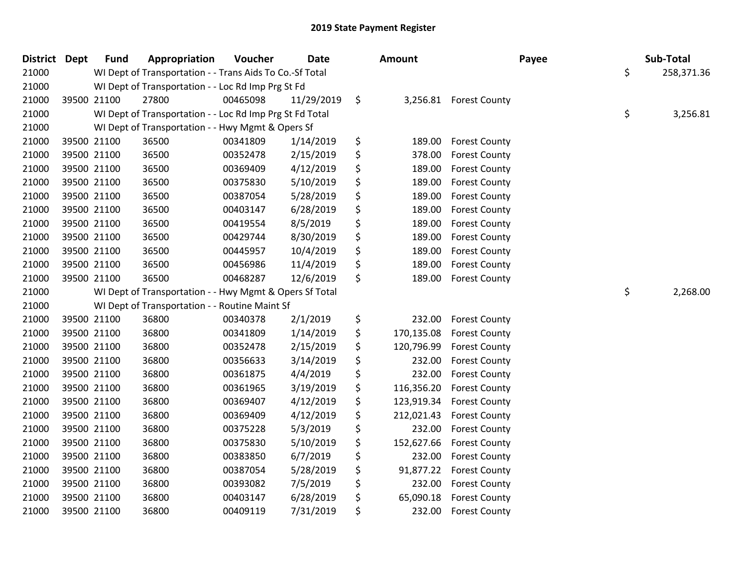## 2019 State Payment Register

| District | Dept | Fund | Appropriation | Voucher | Date | Amount | Payee | Sub-Total |
|---|---|---|---|---|---|---|---|---|
| 21000 | | WI Dept of Transportation - - Trans Aids To Co.-Sf Total | | | | | | $ 258,371.36 |
| 21000 | | WI Dept of Transportation - - Loc Rd Imp Prg St Fd | | | | | | |
| 21000 | 39500 | 21100 | 27800 | 00465098 | 11/29/2019 | $ 3,256.81 | Forest County | |
| 21000 | | WI Dept of Transportation - - Loc Rd Imp Prg St Fd Total | | | | | | $ 3,256.81 |
| 21000 | | WI Dept of Transportation - - Hwy Mgmt & Opers Sf | | | | | | |
| 21000 | 39500 | 21100 | 36500 | 00341809 | 1/14/2019 | $ 189.00 | Forest County | |
| 21000 | 39500 | 21100 | 36500 | 00352478 | 2/15/2019 | $ 378.00 | Forest County | |
| 21000 | 39500 | 21100 | 36500 | 00369409 | 4/12/2019 | $ 189.00 | Forest County | |
| 21000 | 39500 | 21100 | 36500 | 00375830 | 5/10/2019 | $ 189.00 | Forest County | |
| 21000 | 39500 | 21100 | 36500 | 00387054 | 5/28/2019 | $ 189.00 | Forest County | |
| 21000 | 39500 | 21100 | 36500 | 00403147 | 6/28/2019 | $ 189.00 | Forest County | |
| 21000 | 39500 | 21100 | 36500 | 00419554 | 8/5/2019 | $ 189.00 | Forest County | |
| 21000 | 39500 | 21100 | 36500 | 00429744 | 8/30/2019 | $ 189.00 | Forest County | |
| 21000 | 39500 | 21100 | 36500 | 00445957 | 10/4/2019 | $ 189.00 | Forest County | |
| 21000 | 39500 | 21100 | 36500 | 00456986 | 11/4/2019 | $ 189.00 | Forest County | |
| 21000 | 39500 | 21100 | 36500 | 00468287 | 12/6/2019 | $ 189.00 | Forest County | |
| 21000 | | WI Dept of Transportation - - Hwy Mgmt & Opers Sf Total | | | | | | $ 2,268.00 |
| 21000 | | WI Dept of Transportation - - Routine Maint Sf | | | | | | |
| 21000 | 39500 | 21100 | 36800 | 00340378 | 2/1/2019 | $ 232.00 | Forest County | |
| 21000 | 39500 | 21100 | 36800 | 00341809 | 1/14/2019 | $ 170,135.08 | Forest County | |
| 21000 | 39500 | 21100 | 36800 | 00352478 | 2/15/2019 | $ 120,796.99 | Forest County | |
| 21000 | 39500 | 21100 | 36800 | 00356633 | 3/14/2019 | $ 232.00 | Forest County | |
| 21000 | 39500 | 21100 | 36800 | 00361875 | 4/4/2019 | $ 232.00 | Forest County | |
| 21000 | 39500 | 21100 | 36800 | 00361965 | 3/19/2019 | $ 116,356.20 | Forest County | |
| 21000 | 39500 | 21100 | 36800 | 00369407 | 4/12/2019 | $ 123,919.34 | Forest County | |
| 21000 | 39500 | 21100 | 36800 | 00369409 | 4/12/2019 | $ 212,021.43 | Forest County | |
| 21000 | 39500 | 21100 | 36800 | 00375228 | 5/3/2019 | $ 232.00 | Forest County | |
| 21000 | 39500 | 21100 | 36800 | 00375830 | 5/10/2019 | $ 152,627.66 | Forest County | |
| 21000 | 39500 | 21100 | 36800 | 00383850 | 6/7/2019 | $ 232.00 | Forest County | |
| 21000 | 39500 | 21100 | 36800 | 00387054 | 5/28/2019 | $ 91,877.22 | Forest County | |
| 21000 | 39500 | 21100 | 36800 | 00393082 | 7/5/2019 | $ 232.00 | Forest County | |
| 21000 | 39500 | 21100 | 36800 | 00403147 | 6/28/2019 | $ 65,090.18 | Forest County | |
| 21000 | 39500 | 21100 | 36800 | 00409119 | 7/31/2019 | $ 232.00 | Forest County | |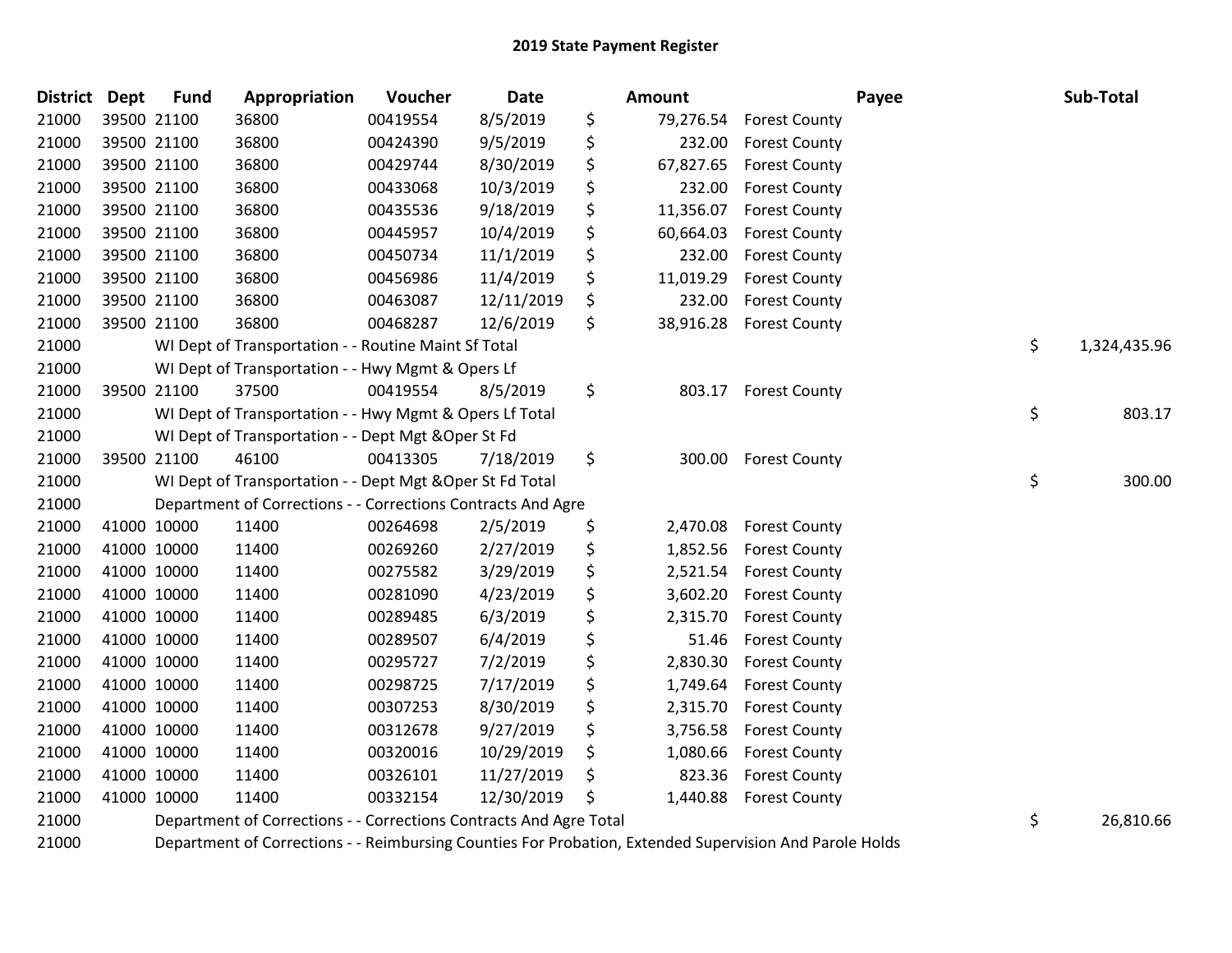# 2019 State Payment Register

| District | Dept | Fund | Appropriation | Voucher | Date | Amount | Payee | Sub-Total |
|---|---|---|---|---|---|---|---|---|
| 21000 | 39500 | 21100 | 36800 | 00419554 | 8/5/2019 | $ 79,276.54 | Forest County | |
| 21000 | 39500 | 21100 | 36800 | 00424390 | 9/5/2019 | $ 232.00 | Forest County | |
| 21000 | 39500 | 21100 | 36800 | 00429744 | 8/30/2019 | $ 67,827.65 | Forest County | |
| 21000 | 39500 | 21100 | 36800 | 00433068 | 10/3/2019 | $ 232.00 | Forest County | |
| 21000 | 39500 | 21100 | 36800 | 00435536 | 9/18/2019 | $ 11,356.07 | Forest County | |
| 21000 | 39500 | 21100 | 36800 | 00445957 | 10/4/2019 | $ 60,664.03 | Forest County | |
| 21000 | 39500 | 21100 | 36800 | 00450734 | 11/1/2019 | $ 232.00 | Forest County | |
| 21000 | 39500 | 21100 | 36800 | 00456986 | 11/4/2019 | $ 11,019.29 | Forest County | |
| 21000 | 39500 | 21100 | 36800 | 00463087 | 12/11/2019 | $ 232.00 | Forest County | |
| 21000 | 39500 | 21100 | 36800 | 00468287 | 12/6/2019 | $ 38,916.28 | Forest County | |
| 21000 | | | WI Dept of Transportation - - Routine Maint Sf Total | | | | | $ 1,324,435.96 |
| 21000 | | | WI Dept of Transportation - - Hwy Mgmt & Opers Lf | | | | | |
| 21000 | 39500 | 21100 | 37500 | 00419554 | 8/5/2019 | $ 803.17 | Forest County | |
| 21000 | | | WI Dept of Transportation - - Hwy Mgmt & Opers Lf Total | | | | | $ 803.17 |
| 21000 | | | WI Dept of Transportation - - Dept Mgt &Oper St Fd | | | | | |
| 21000 | 39500 | 21100 | 46100 | 00413305 | 7/18/2019 | $ 300.00 | Forest County | |
| 21000 | | | WI Dept of Transportation - - Dept Mgt &Oper St Fd Total | | | | | $ 300.00 |
| 21000 | | | Department of Corrections - - Corrections Contracts And Agre | | | | | |
| 21000 | 41000 | 10000 | 11400 | 00264698 | 2/5/2019 | $ 2,470.08 | Forest County | |
| 21000 | 41000 | 10000 | 11400 | 00269260 | 2/27/2019 | $ 1,852.56 | Forest County | |
| 21000 | 41000 | 10000 | 11400 | 00275582 | 3/29/2019 | $ 2,521.54 | Forest County | |
| 21000 | 41000 | 10000 | 11400 | 00281090 | 4/23/2019 | $ 3,602.20 | Forest County | |
| 21000 | 41000 | 10000 | 11400 | 00289485 | 6/3/2019 | $ 2,315.70 | Forest County | |
| 21000 | 41000 | 10000 | 11400 | 00289507 | 6/4/2019 | $ 51.46 | Forest County | |
| 21000 | 41000 | 10000 | 11400 | 00295727 | 7/2/2019 | $ 2,830.30 | Forest County | |
| 21000 | 41000 | 10000 | 11400 | 00298725 | 7/17/2019 | $ 1,749.64 | Forest County | |
| 21000 | 41000 | 10000 | 11400 | 00307253 | 8/30/2019 | $ 2,315.70 | Forest County | |
| 21000 | 41000 | 10000 | 11400 | 00312678 | 9/27/2019 | $ 3,756.58 | Forest County | |
| 21000 | 41000 | 10000 | 11400 | 00320016 | 10/29/2019 | $ 1,080.66 | Forest County | |
| 21000 | 41000 | 10000 | 11400 | 00326101 | 11/27/2019 | $ 823.36 | Forest County | |
| 21000 | 41000 | 10000 | 11400 | 00332154 | 12/30/2019 | $ 1,440.88 | Forest County | |
| 21000 | | | Department of Corrections - - Corrections Contracts And Agre Total | | | | | $ 26,810.66 |
| 21000 | | | Department of Corrections - - Reimbursing Counties For Probation, Extended Supervision And Parole Holds | | | | | |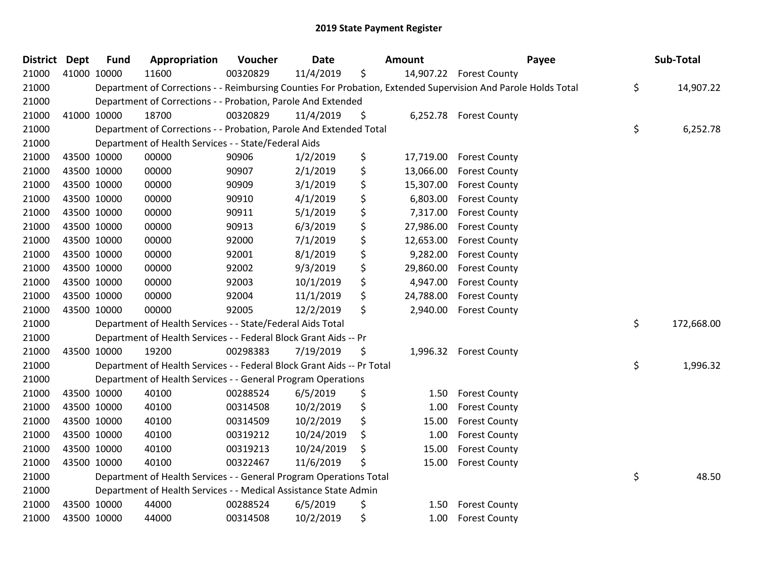# 2019 State Payment Register

| District | Dept | Fund | Appropriation | Voucher | Date | Amount | Payee | Sub-Total |
|---|---|---|---|---|---|---|---|---|
| 21000 | 41000 | 10000 | 11600 | 00320829 | 11/4/2019 | $ 14,907.22 | Forest County | |
| 21000 | | Department of Corrections - - Reimbursing Counties For Probation, Extended Supervision And Parole Holds Total | | | | | | $ 14,907.22 |
| 21000 | | Department of Corrections - - Probation, Parole And Extended | | | | | | |
| 21000 | 41000 | 10000 | 18700 | 00320829 | 11/4/2019 | $ 6,252.78 | Forest County | |
| 21000 | | Department of Corrections - - Probation, Parole And Extended Total | | | | | | $ 6,252.78 |
| 21000 | | Department of Health Services - - State/Federal Aids | | | | | | |
| 21000 | 43500 | 10000 | 00000 | 90906 | 1/2/2019 | $ 17,719.00 | Forest County | |
| 21000 | 43500 | 10000 | 00000 | 90907 | 2/1/2019 | $ 13,066.00 | Forest County | |
| 21000 | 43500 | 10000 | 00000 | 90909 | 3/1/2019 | $ 15,307.00 | Forest County | |
| 21000 | 43500 | 10000 | 00000 | 90910 | 4/1/2019 | $ 6,803.00 | Forest County | |
| 21000 | 43500 | 10000 | 00000 | 90911 | 5/1/2019 | $ 7,317.00 | Forest County | |
| 21000 | 43500 | 10000 | 00000 | 90913 | 6/3/2019 | $ 27,986.00 | Forest County | |
| 21000 | 43500 | 10000 | 00000 | 92000 | 7/1/2019 | $ 12,653.00 | Forest County | |
| 21000 | 43500 | 10000 | 00000 | 92001 | 8/1/2019 | $ 9,282.00 | Forest County | |
| 21000 | 43500 | 10000 | 00000 | 92002 | 9/3/2019 | $ 29,860.00 | Forest County | |
| 21000 | 43500 | 10000 | 00000 | 92003 | 10/1/2019 | $ 4,947.00 | Forest County | |
| 21000 | 43500 | 10000 | 00000 | 92004 | 11/1/2019 | $ 24,788.00 | Forest County | |
| 21000 | 43500 | 10000 | 00000 | 92005 | 12/2/2019 | $ 2,940.00 | Forest County | |
| 21000 | | Department of Health Services - - State/Federal Aids Total | | | | | | $ 172,668.00 |
| 21000 | | Department of Health Services - - Federal Block Grant Aids -- Pr | | | | | | |
| 21000 | 43500 | 10000 | 19200 | 00298383 | 7/19/2019 | $ 1,996.32 | Forest County | |
| 21000 | | Department of Health Services - - Federal Block Grant Aids -- Pr Total | | | | | | $ 1,996.32 |
| 21000 | | Department of Health Services - - General Program Operations | | | | | | |
| 21000 | 43500 | 10000 | 40100 | 00288524 | 6/5/2019 | $ 1.50 | Forest County | |
| 21000 | 43500 | 10000 | 40100 | 00314508 | 10/2/2019 | $ 1.00 | Forest County | |
| 21000 | 43500 | 10000 | 40100 | 00314509 | 10/2/2019 | $ 15.00 | Forest County | |
| 21000 | 43500 | 10000 | 40100 | 00319212 | 10/24/2019 | $ 1.00 | Forest County | |
| 21000 | 43500 | 10000 | 40100 | 00319213 | 10/24/2019 | $ 15.00 | Forest County | |
| 21000 | 43500 | 10000 | 40100 | 00322467 | 11/6/2019 | $ 15.00 | Forest County | |
| 21000 | | Department of Health Services - - General Program Operations Total | | | | | | $ 48.50 |
| 21000 | | Department of Health Services - - Medical Assistance State Admin | | | | | | |
| 21000 | 43500 | 10000 | 44000 | 00288524 | 6/5/2019 | $ 1.50 | Forest County | |
| 21000 | 43500 | 10000 | 44000 | 00314508 | 10/2/2019 | $ 1.00 | Forest County | |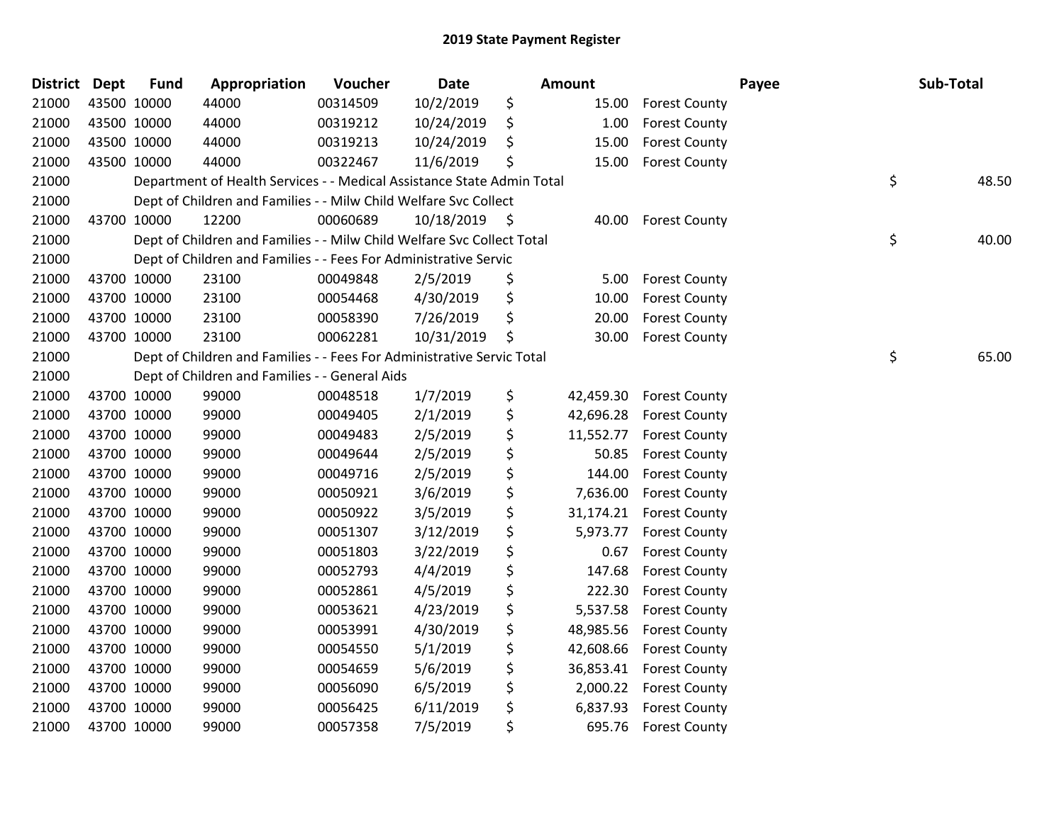## 2019 State Payment Register

| District | Dept | Fund | Appropriation | Voucher | Date | Amount | Payee | Sub-Total |
|---|---|---|---|---|---|---|---|---|
| 21000 | 43500 | 10000 | 44000 | 00314509 | 10/2/2019 | $ 15.00 | Forest County | |
| 21000 | 43500 | 10000 | 44000 | 00319212 | 10/24/2019 | $ 1.00 | Forest County | |
| 21000 | 43500 | 10000 | 44000 | 00319213 | 10/24/2019 | $ 15.00 | Forest County | |
| 21000 | 43500 | 10000 | 44000 | 00322467 | 11/6/2019 | $ 15.00 | Forest County | |
| 21000 | | | Department of Health Services - - Medical Assistance State Admin Total | | | | | $ 48.50 |
| 21000 | | | Dept of Children and Families - - Milw Child Welfare Svc Collect | | | | | |
| 21000 | 43700 | 10000 | 12200 | 00060689 | 10/18/2019 | $ 40.00 | Forest County | |
| 21000 | | | Dept of Children and Families - - Milw Child Welfare Svc Collect Total | | | | | $ 40.00 |
| 21000 | | | Dept of Children and Families - - Fees For Administrative Servic | | | | | |
| 21000 | 43700 | 10000 | 23100 | 00049848 | 2/5/2019 | $ 5.00 | Forest County | |
| 21000 | 43700 | 10000 | 23100 | 00054468 | 4/30/2019 | $ 10.00 | Forest County | |
| 21000 | 43700 | 10000 | 23100 | 00058390 | 7/26/2019 | $ 20.00 | Forest County | |
| 21000 | 43700 | 10000 | 23100 | 00062281 | 10/31/2019 | $ 30.00 | Forest County | |
| 21000 | | | Dept of Children and Families - - Fees For Administrative Servic Total | | | | | $ 65.00 |
| 21000 | | | Dept of Children and Families - - General Aids | | | | | |
| 21000 | 43700 | 10000 | 99000 | 00048518 | 1/7/2019 | $ 42,459.30 | Forest County | |
| 21000 | 43700 | 10000 | 99000 | 00049405 | 2/1/2019 | $ 42,696.28 | Forest County | |
| 21000 | 43700 | 10000 | 99000 | 00049483 | 2/5/2019 | $ 11,552.77 | Forest County | |
| 21000 | 43700 | 10000 | 99000 | 00049644 | 2/5/2019 | $ 50.85 | Forest County | |
| 21000 | 43700 | 10000 | 99000 | 00049716 | 2/5/2019 | $ 144.00 | Forest County | |
| 21000 | 43700 | 10000 | 99000 | 00050921 | 3/6/2019 | $ 7,636.00 | Forest County | |
| 21000 | 43700 | 10000 | 99000 | 00050922 | 3/5/2019 | $ 31,174.21 | Forest County | |
| 21000 | 43700 | 10000 | 99000 | 00051307 | 3/12/2019 | $ 5,973.77 | Forest County | |
| 21000 | 43700 | 10000 | 99000 | 00051803 | 3/22/2019 | $ 0.67 | Forest County | |
| 21000 | 43700 | 10000 | 99000 | 00052793 | 4/4/2019 | $ 147.68 | Forest County | |
| 21000 | 43700 | 10000 | 99000 | 00052861 | 4/5/2019 | $ 222.30 | Forest County | |
| 21000 | 43700 | 10000 | 99000 | 00053621 | 4/23/2019 | $ 5,537.58 | Forest County | |
| 21000 | 43700 | 10000 | 99000 | 00053991 | 4/30/2019 | $ 48,985.56 | Forest County | |
| 21000 | 43700 | 10000 | 99000 | 00054550 | 5/1/2019 | $ 42,608.66 | Forest County | |
| 21000 | 43700 | 10000 | 99000 | 00054659 | 5/6/2019 | $ 36,853.41 | Forest County | |
| 21000 | 43700 | 10000 | 99000 | 00056090 | 6/5/2019 | $ 2,000.22 | Forest County | |
| 21000 | 43700 | 10000 | 99000 | 00056425 | 6/11/2019 | $ 6,837.93 | Forest County | |
| 21000 | 43700 | 10000 | 99000 | 00057358 | 7/5/2019 | $ 695.76 | Forest County | |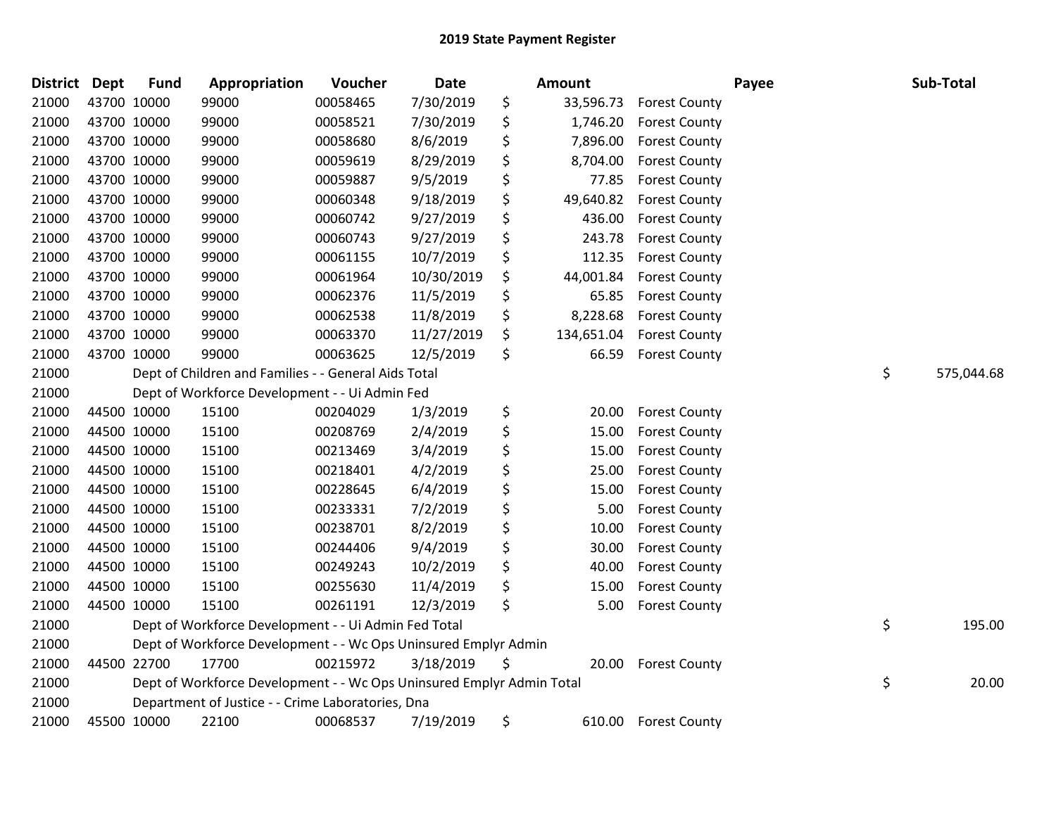## 2019 State Payment Register

| District | Dept | Fund | Appropriation | Voucher | Date | | Amount | Payee | | Sub-Total |
|---|---|---|---|---|---|---|---|---|---|---|
| 21000 | 43700 | 10000 | 99000 | 00058465 | 7/30/2019 | $ | 33,596.73 | Forest County | | |
| 21000 | 43700 | 10000 | 99000 | 00058521 | 7/30/2019 | $ | 1,746.20 | Forest County | | |
| 21000 | 43700 | 10000 | 99000 | 00058680 | 8/6/2019 | $ | 7,896.00 | Forest County | | |
| 21000 | 43700 | 10000 | 99000 | 00059619 | 8/29/2019 | $ | 8,704.00 | Forest County | | |
| 21000 | 43700 | 10000 | 99000 | 00059887 | 9/5/2019 | $ | 77.85 | Forest County | | |
| 21000 | 43700 | 10000 | 99000 | 00060348 | 9/18/2019 | $ | 49,640.82 | Forest County | | |
| 21000 | 43700 | 10000 | 99000 | 00060742 | 9/27/2019 | $ | 436.00 | Forest County | | |
| 21000 | 43700 | 10000 | 99000 | 00060743 | 9/27/2019 | $ | 243.78 | Forest County | | |
| 21000 | 43700 | 10000 | 99000 | 00061155 | 10/7/2019 | $ | 112.35 | Forest County | | |
| 21000 | 43700 | 10000 | 99000 | 00061964 | 10/30/2019 | $ | 44,001.84 | Forest County | | |
| 21000 | 43700 | 10000 | 99000 | 00062376 | 11/5/2019 | $ | 65.85 | Forest County | | |
| 21000 | 43700 | 10000 | 99000 | 00062538 | 11/8/2019 | $ | 8,228.68 | Forest County | | |
| 21000 | 43700 | 10000 | 99000 | 00063370 | 11/27/2019 | $ | 134,651.04 | Forest County | | |
| 21000 | 43700 | 10000 | 99000 | 00063625 | 12/5/2019 | $ | 66.59 | Forest County | | |
| 21000 | | | Dept of Children and Families - - General Aids Total | | | | | | $ | 575,044.68 |
| 21000 | | | Dept of Workforce Development - - Ui Admin Fed | | | | | | | |
| 21000 | 44500 | 10000 | 15100 | 00204029 | 1/3/2019 | $ | 20.00 | Forest County | | |
| 21000 | 44500 | 10000 | 15100 | 00208769 | 2/4/2019 | $ | 15.00 | Forest County | | |
| 21000 | 44500 | 10000 | 15100 | 00213469 | 3/4/2019 | $ | 15.00 | Forest County | | |
| 21000 | 44500 | 10000 | 15100 | 00218401 | 4/2/2019 | $ | 25.00 | Forest County | | |
| 21000 | 44500 | 10000 | 15100 | 00228645 | 6/4/2019 | $ | 15.00 | Forest County | | |
| 21000 | 44500 | 10000 | 15100 | 00233331 | 7/2/2019 | $ | 5.00 | Forest County | | |
| 21000 | 44500 | 10000 | 15100 | 00238701 | 8/2/2019 | $ | 10.00 | Forest County | | |
| 21000 | 44500 | 10000 | 15100 | 00244406 | 9/4/2019 | $ | 30.00 | Forest County | | |
| 21000 | 44500 | 10000 | 15100 | 00249243 | 10/2/2019 | $ | 40.00 | Forest County | | |
| 21000 | 44500 | 10000 | 15100 | 00255630 | 11/4/2019 | $ | 15.00 | Forest County | | |
| 21000 | 44500 | 10000 | 15100 | 00261191 | 12/3/2019 | $ | 5.00 | Forest County | | |
| 21000 | | | Dept of Workforce Development - - Ui Admin Fed Total | | | | | | $ | 195.00 |
| 21000 | | | Dept of Workforce Development - - Wc Ops Uninsured Emplyr Admin | | | | | | | |
| 21000 | 44500 | 22700 | 17700 | 00215972 | 3/18/2019 | $ | 20.00 | Forest County | | |
| 21000 | | | Dept of Workforce Development - - Wc Ops Uninsured Emplyr Admin Total | | | | | | $ | 20.00 |
| 21000 | | | Department of Justice - - Crime Laboratories, Dna | | | | | | | |
| 21000 | 45500 | 10000 | 22100 | 00068537 | 7/19/2019 | $ | 610.00 | Forest County | | |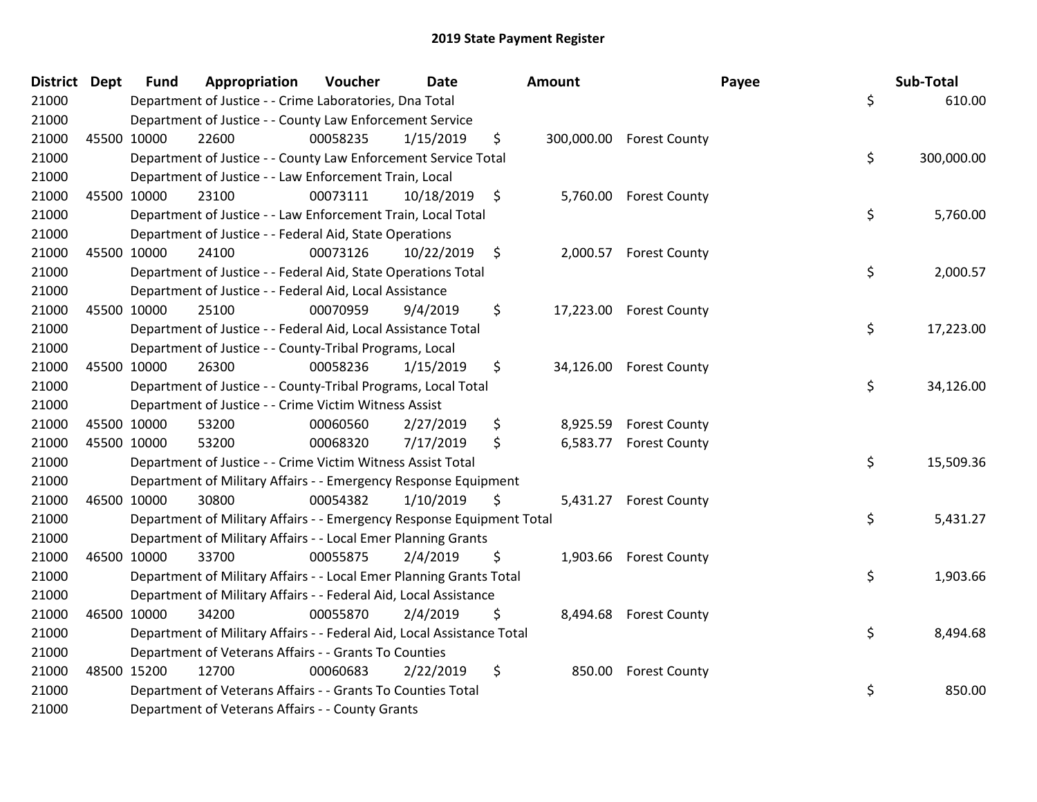# 2019 State Payment Register

| District | Dept | Fund | Appropriation | Voucher | Date | Amount | Payee | Sub-Total |
|---|---|---|---|---|---|---|---|---|
| 21000 | | | Department of Justice - - Crime Laboratories, Dna Total | | | | | $ 610.00 |
| 21000 | | | Department of Justice - - County Law Enforcement Service | | | | | |
| 21000 | 45500 | 10000 | 22600 | 00058235 | 1/15/2019 | $ 300,000.00 | Forest County | |
| 21000 | | | Department of Justice - - County Law Enforcement Service Total | | | | | $ 300,000.00 |
| 21000 | | | Department of Justice - - Law Enforcement Train, Local | | | | | |
| 21000 | 45500 | 10000 | 23100 | 00073111 | 10/18/2019 | $ 5,760.00 | Forest County | |
| 21000 | | | Department of Justice - - Law Enforcement Train, Local Total | | | | | $ 5,760.00 |
| 21000 | | | Department of Justice - - Federal Aid, State Operations | | | | | |
| 21000 | 45500 | 10000 | 24100 | 00073126 | 10/22/2019 | $ 2,000.57 | Forest County | |
| 21000 | | | Department of Justice - - Federal Aid, State Operations Total | | | | | $ 2,000.57 |
| 21000 | | | Department of Justice - - Federal Aid, Local Assistance | | | | | |
| 21000 | 45500 | 10000 | 25100 | 00070959 | 9/4/2019 | $ 17,223.00 | Forest County | |
| 21000 | | | Department of Justice - - Federal Aid, Local Assistance Total | | | | | $ 17,223.00 |
| 21000 | | | Department of Justice - - County-Tribal Programs, Local | | | | | |
| 21000 | 45500 | 10000 | 26300 | 00058236 | 1/15/2019 | $ 34,126.00 | Forest County | |
| 21000 | | | Department of Justice - - County-Tribal Programs, Local Total | | | | | $ 34,126.00 |
| 21000 | | | Department of Justice - - Crime Victim Witness Assist | | | | | |
| 21000 | 45500 | 10000 | 53200 | 00060560 | 2/27/2019 | $ 8,925.59 | Forest County | |
| 21000 | 45500 | 10000 | 53200 | 00068320 | 7/17/2019 | $ 6,583.77 | Forest County | |
| 21000 | | | Department of Justice - - Crime Victim Witness Assist Total | | | | | $ 15,509.36 |
| 21000 | | | Department of Military Affairs - - Emergency Response Equipment | | | | | |
| 21000 | 46500 | 10000 | 30800 | 00054382 | 1/10/2019 | $ 5,431.27 | Forest County | |
| 21000 | | | Department of Military Affairs - - Emergency Response Equipment Total | | | | | $ 5,431.27 |
| 21000 | | | Department of Military Affairs - - Local Emer Planning Grants | | | | | |
| 21000 | 46500 | 10000 | 33700 | 00055875 | 2/4/2019 | $ 1,903.66 | Forest County | |
| 21000 | | | Department of Military Affairs - - Local Emer Planning Grants Total | | | | | $ 1,903.66 |
| 21000 | | | Department of Military Affairs - - Federal Aid, Local Assistance | | | | | |
| 21000 | 46500 | 10000 | 34200 | 00055870 | 2/4/2019 | $ 8,494.68 | Forest County | |
| 21000 | | | Department of Military Affairs - - Federal Aid, Local Assistance Total | | | | | $ 8,494.68 |
| 21000 | | | Department of Veterans Affairs - - Grants To Counties | | | | | |
| 21000 | 48500 | 15200 | 12700 | 00060683 | 2/22/2019 | $ 850.00 | Forest County | |
| 21000 | | | Department of Veterans Affairs - - Grants To Counties Total | | | | | $ 850.00 |
| 21000 | | | Department of Veterans Affairs - - County Grants | | | | | |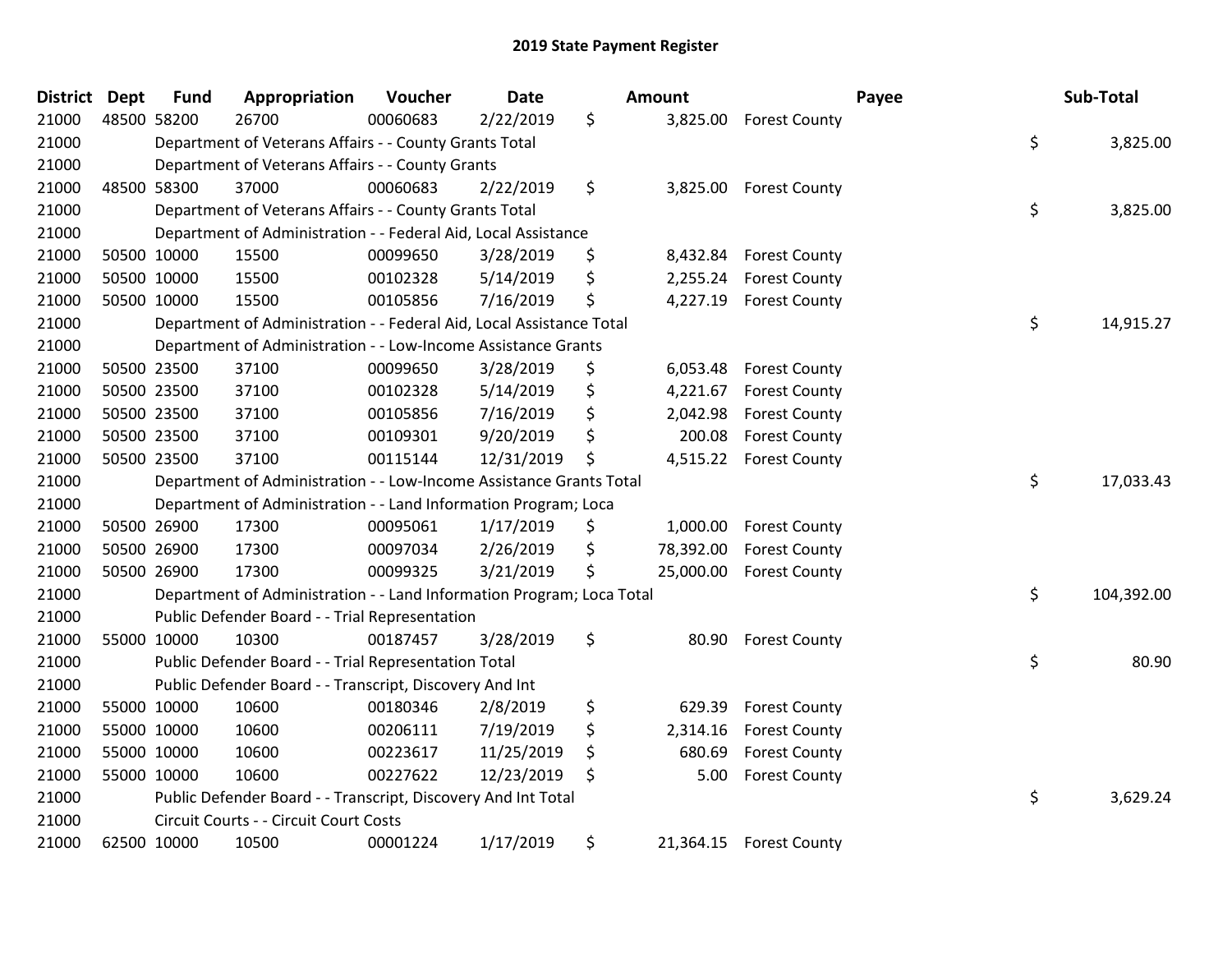# 2019 State Payment Register

| District | Dept | Fund | Appropriation | Voucher | Date | Amount | Payee | Sub-Total |
|---|---|---|---|---|---|---|---|---|
| 21000 | 48500 | 58200 | 26700 | 00060683 | 2/22/2019 | $ 3,825.00 | Forest County | |
| 21000 | | Department of Veterans Affairs - - County Grants Total | | | | | | $ 3,825.00 |
| 21000 | | Department of Veterans Affairs - - County Grants | | | | | | |
| 21000 | 48500 | 58300 | 37000 | 00060683 | 2/22/2019 | $ 3,825.00 | Forest County | |
| 21000 | | Department of Veterans Affairs - - County Grants Total | | | | | | $ 3,825.00 |
| 21000 | | Department of Administration - - Federal Aid, Local Assistance | | | | | | |
| 21000 | 50500 | 10000 | 15500 | 00099650 | 3/28/2019 | $ 8,432.84 | Forest County | |
| 21000 | 50500 | 10000 | 15500 | 00102328 | 5/14/2019 | $ 2,255.24 | Forest County | |
| 21000 | 50500 | 10000 | 15500 | 00105856 | 7/16/2019 | $ 4,227.19 | Forest County | |
| 21000 | | Department of Administration - - Federal Aid, Local Assistance Total | | | | | | $ 14,915.27 |
| 21000 | | Department of Administration - - Low-Income Assistance Grants | | | | | | |
| 21000 | 50500 | 23500 | 37100 | 00099650 | 3/28/2019 | $ 6,053.48 | Forest County | |
| 21000 | 50500 | 23500 | 37100 | 00102328 | 5/14/2019 | $ 4,221.67 | Forest County | |
| 21000 | 50500 | 23500 | 37100 | 00105856 | 7/16/2019 | $ 2,042.98 | Forest County | |
| 21000 | 50500 | 23500 | 37100 | 00109301 | 9/20/2019 | $ 200.08 | Forest County | |
| 21000 | 50500 | 23500 | 37100 | 00115144 | 12/31/2019 | $ 4,515.22 | Forest County | |
| 21000 | | Department of Administration - - Low-Income Assistance Grants Total | | | | | | $ 17,033.43 |
| 21000 | | Department of Administration - - Land Information Program; Loca | | | | | | |
| 21000 | 50500 | 26900 | 17300 | 00095061 | 1/17/2019 | $ 1,000.00 | Forest County | |
| 21000 | 50500 | 26900 | 17300 | 00097034 | 2/26/2019 | $ 78,392.00 | Forest County | |
| 21000 | 50500 | 26900 | 17300 | 00099325 | 3/21/2019 | $ 25,000.00 | Forest County | |
| 21000 | | Department of Administration - - Land Information Program; Loca Total | | | | | | $ 104,392.00 |
| 21000 | | Public Defender Board - - Trial Representation | | | | | | |
| 21000 | 55000 | 10000 | 10300 | 00187457 | 3/28/2019 | $ 80.90 | Forest County | |
| 21000 | | Public Defender Board - - Trial Representation Total | | | | | | $ 80.90 |
| 21000 | | Public Defender Board - - Transcript, Discovery And Int | | | | | | |
| 21000 | 55000 | 10000 | 10600 | 00180346 | 2/8/2019 | $ 629.39 | Forest County | |
| 21000 | 55000 | 10000 | 10600 | 00206111 | 7/19/2019 | $ 2,314.16 | Forest County | |
| 21000 | 55000 | 10000 | 10600 | 00223617 | 11/25/2019 | $ 680.69 | Forest County | |
| 21000 | 55000 | 10000 | 10600 | 00227622 | 12/23/2019 | $ 5.00 | Forest County | |
| 21000 | | Public Defender Board - - Transcript, Discovery And Int Total | | | | | | $ 3,629.24 |
| 21000 | | Circuit Courts - - Circuit Court Costs | | | | | | |
| 21000 | 62500 | 10000 | 10500 | 00001224 | 1/17/2019 | $ 21,364.15 | Forest County | |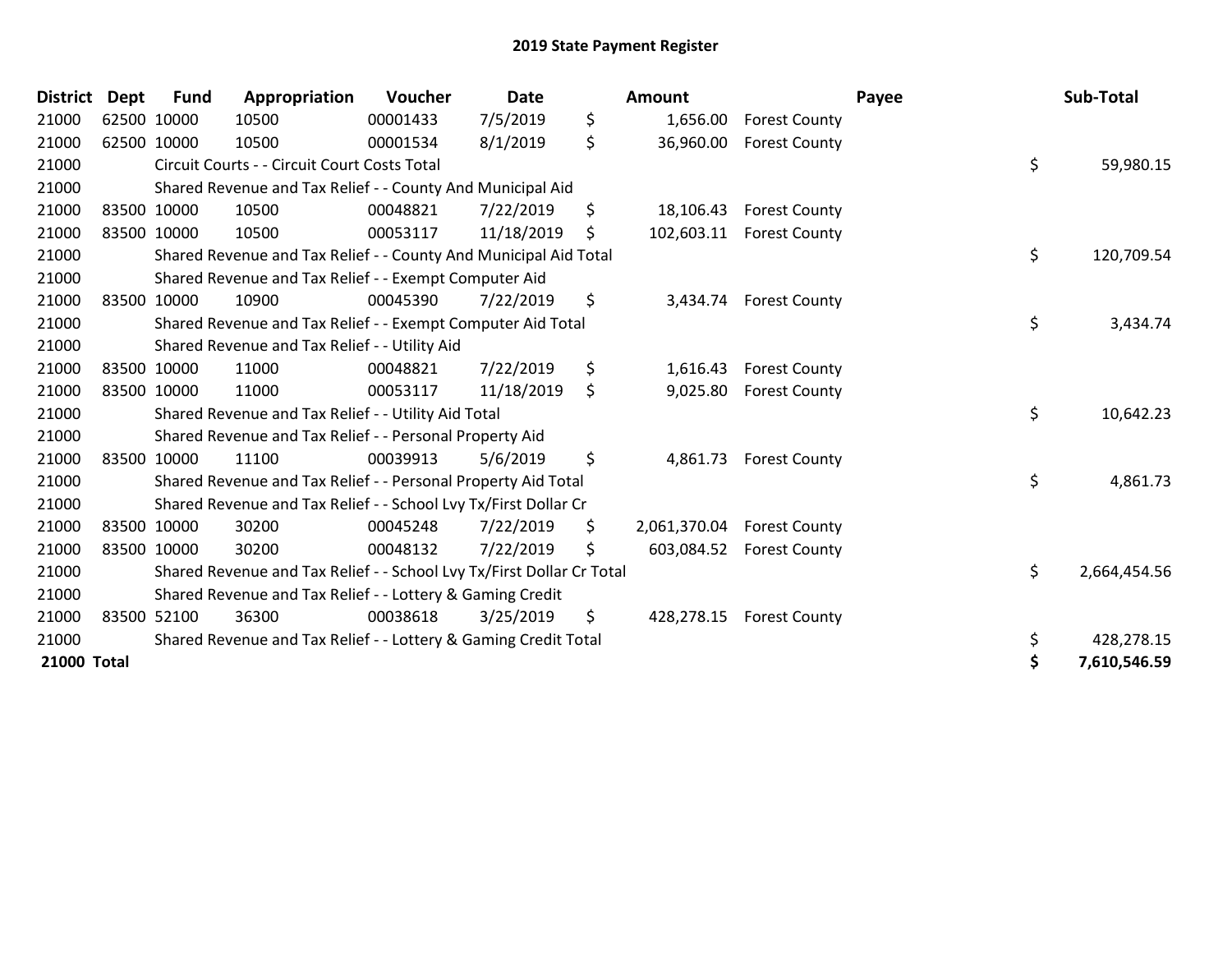# 2019 State Payment Register

| District | Dept | Fund | Appropriation | Voucher | Date | Amount | Payee | Sub-Total |
|---|---|---|---|---|---|---|---|---|
| 21000 | 62500 | 10000 | 10500 | 00001433 | 7/5/2019 | $ 1,656.00 | Forest County | |
| 21000 | 62500 | 10000 | 10500 | 00001534 | 8/1/2019 | $ 36,960.00 | Forest County | |
| 21000 | | Circuit Courts - - Circuit Court Costs Total | | | | | | $ 59,980.15 |
| 21000 | | Shared Revenue and Tax Relief - - County And Municipal Aid | | | | | | |
| 21000 | 83500 | 10000 | 10500 | 00048821 | 7/22/2019 | $ 18,106.43 | Forest County | |
| 21000 | 83500 | 10000 | 10500 | 00053117 | 11/18/2019 | $ 102,603.11 | Forest County | |
| 21000 | | Shared Revenue and Tax Relief - - County And Municipal Aid Total | | | | | | $ 120,709.54 |
| 21000 | | Shared Revenue and Tax Relief - - Exempt Computer Aid | | | | | | |
| 21000 | 83500 | 10000 | 10900 | 00045390 | 7/22/2019 | $ 3,434.74 | Forest County | |
| 21000 | | Shared Revenue and Tax Relief - - Exempt Computer Aid Total | | | | | | $ 3,434.74 |
| 21000 | | Shared Revenue and Tax Relief - - Utility Aid | | | | | | |
| 21000 | 83500 | 10000 | 11000 | 00048821 | 7/22/2019 | $ 1,616.43 | Forest County | |
| 21000 | 83500 | 10000 | 11000 | 00053117 | 11/18/2019 | $ 9,025.80 | Forest County | |
| 21000 | | Shared Revenue and Tax Relief - - Utility Aid Total | | | | | | $ 10,642.23 |
| 21000 | | Shared Revenue and Tax Relief - - Personal Property Aid | | | | | | |
| 21000 | 83500 | 10000 | 11100 | 00039913 | 5/6/2019 | $ 4,861.73 | Forest County | |
| 21000 | | Shared Revenue and Tax Relief - - Personal Property Aid Total | | | | | | $ 4,861.73 |
| 21000 | | Shared Revenue and Tax Relief - - School Lvy Tx/First Dollar Cr | | | | | | |
| 21000 | 83500 | 10000 | 30200 | 00045248 | 7/22/2019 | $ 2,061,370.04 | Forest County | |
| 21000 | 83500 | 10000 | 30200 | 00048132 | 7/22/2019 | $ 603,084.52 | Forest County | |
| 21000 | | Shared Revenue and Tax Relief - - School Lvy Tx/First Dollar Cr Total | | | | | | $ 2,664,454.56 |
| 21000 | | Shared Revenue and Tax Relief - - Lottery & Gaming Credit | | | | | | |
| 21000 | 83500 | 52100 | 36300 | 00038618 | 3/25/2019 | $ 428,278.15 | Forest County | |
| 21000 | | Shared Revenue and Tax Relief - - Lottery & Gaming Credit Total | | | | | | $ 428,278.15 |
| **21000 Total** | | | | | | | | **$ 7,610,546.59** |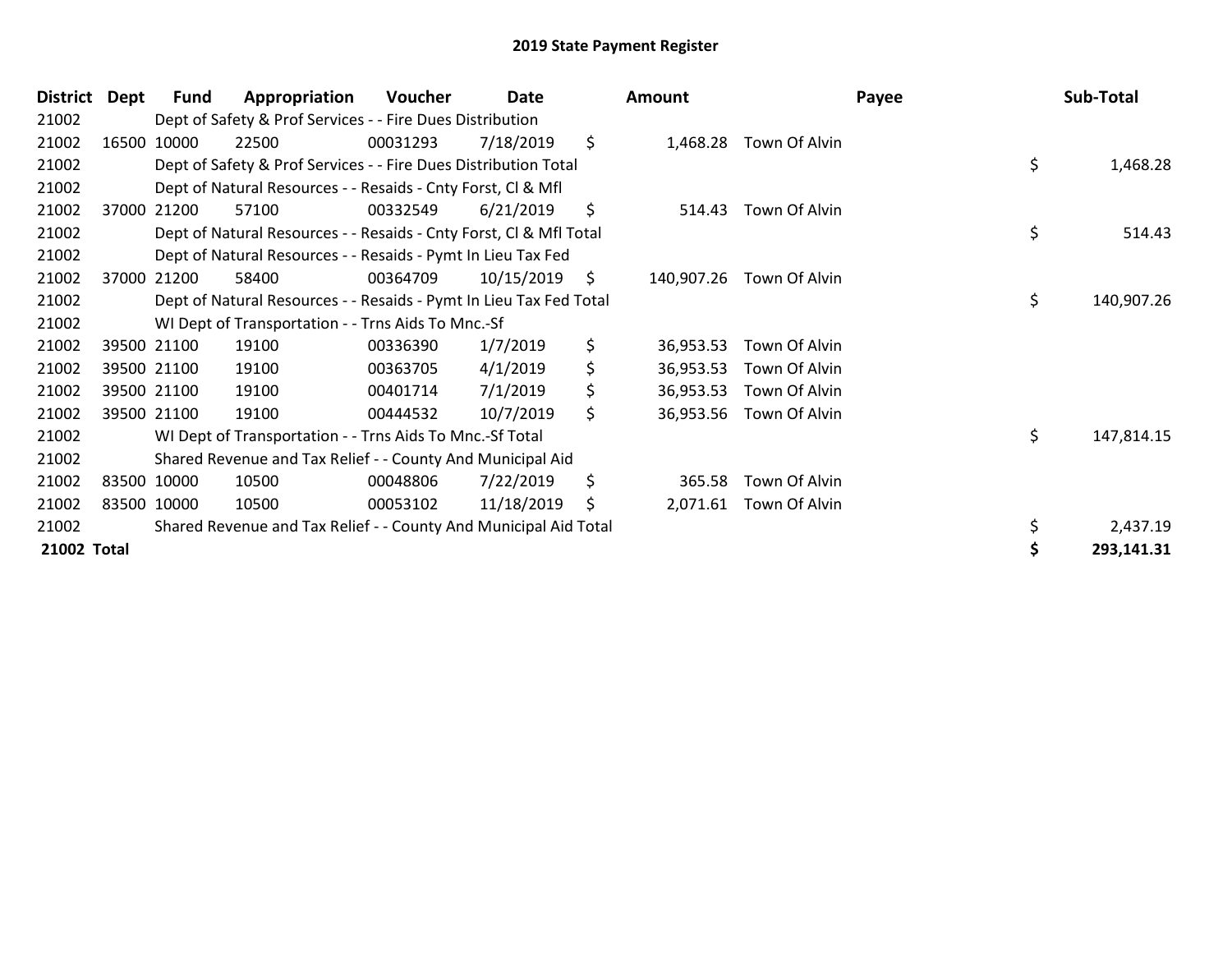# 2019 State Payment Register

| District | Dept | Fund | Appropriation | Voucher | Date | Amount | Payee | Sub-Total |
|---|---|---|---|---|---|---|---|---|
| 21002 | | Dept of Safety & Prof Services - - Fire Dues Distribution | | | | | | |
| 21002 | 16500 | 10000 | 22500 | 00031293 | 7/18/2019 | $ 1,468.28 | Town Of Alvin | |
| 21002 | | Dept of Safety & Prof Services - - Fire Dues Distribution Total | | | | | | $ 1,468.28 |
| 21002 | | Dept of Natural Resources - - Resaids - Cnty Forst, Cl & Mfl | | | | | | |
| 21002 | 37000 | 21200 | 57100 | 00332549 | 6/21/2019 | $ 514.43 | Town Of Alvin | |
| 21002 | | Dept of Natural Resources - - Resaids - Cnty Forst, Cl & Mfl Total | | | | | | $ 514.43 |
| 21002 | | Dept of Natural Resources - - Resaids - Pymt In Lieu Tax Fed | | | | | | |
| 21002 | 37000 | 21200 | 58400 | 00364709 | 10/15/2019 | $ 140,907.26 | Town Of Alvin | |
| 21002 | | Dept of Natural Resources - - Resaids - Pymt In Lieu Tax Fed Total | | | | | | $ 140,907.26 |
| 21002 | | WI Dept of Transportation - - Trns Aids To Mnc.-Sf | | | | | | |
| 21002 | 39500 | 21100 | 19100 | 00336390 | 1/7/2019 | $ 36,953.53 | Town Of Alvin | |
| 21002 | 39500 | 21100 | 19100 | 00363705 | 4/1/2019 | $ 36,953.53 | Town Of Alvin | |
| 21002 | 39500 | 21100 | 19100 | 00401714 | 7/1/2019 | $ 36,953.53 | Town Of Alvin | |
| 21002 | 39500 | 21100 | 19100 | 00444532 | 10/7/2019 | $ 36,953.56 | Town Of Alvin | |
| 21002 | | WI Dept of Transportation - - Trns Aids To Mnc.-Sf Total | | | | | | $ 147,814.15 |
| 21002 | | Shared Revenue and Tax Relief - - County And Municipal Aid | | | | | | |
| 21002 | 83500 | 10000 | 10500 | 00048806 | 7/22/2019 | $ 365.58 | Town Of Alvin | |
| 21002 | 83500 | 10000 | 10500 | 00053102 | 11/18/2019 | $ 2,071.61 | Town Of Alvin | |
| 21002 | | Shared Revenue and Tax Relief - - County And Municipal Aid Total | | | | | | $ 2,437.19 |
| **21002 Total** | | | | | | | | **$ 293,141.31** |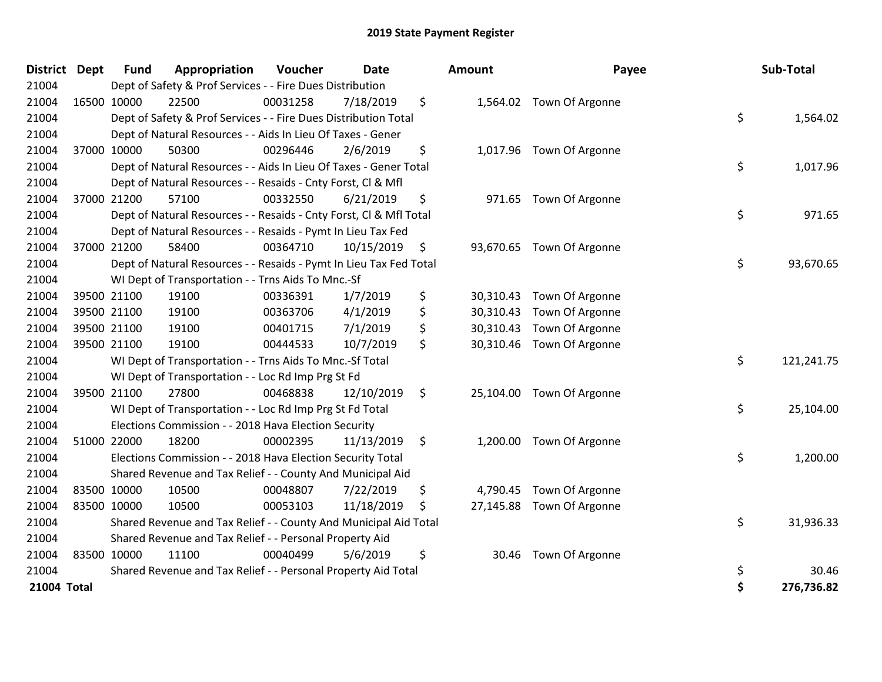# 2019 State Payment Register

| District | Dept | Fund | Appropriation | Voucher | Date | Amount | Payee | Sub-Total |
|---|---|---|---|---|---|---|---|---|
| 21004 | | Dept of Safety & Prof Services - - Fire Dues Distribution | | | | | | |
| 21004 | 16500 | 10000 | 22500 | 00031258 | 7/18/2019 | $ 1,564.02 | Town Of Argonne | |
| 21004 | | Dept of Safety & Prof Services - - Fire Dues Distribution Total | | | | | | $ 1,564.02 |
| 21004 | | Dept of Natural Resources - - Aids In Lieu Of Taxes - Gener | | | | | | |
| 21004 | 37000 | 10000 | 50300 | 00296446 | 2/6/2019 | $ 1,017.96 | Town Of Argonne | |
| 21004 | | Dept of Natural Resources - - Aids In Lieu Of Taxes - Gener Total | | | | | | $ 1,017.96 |
| 21004 | | Dept of Natural Resources - - Resaids - Cnty Forst, Cl & Mfl | | | | | | |
| 21004 | 37000 | 21200 | 57100 | 00332550 | 6/21/2019 | $ 971.65 | Town Of Argonne | |
| 21004 | | Dept of Natural Resources - - Resaids - Cnty Forst, Cl & Mfl Total | | | | | | $ 971.65 |
| 21004 | | Dept of Natural Resources - - Resaids - Pymt In Lieu Tax Fed | | | | | | |
| 21004 | 37000 | 21200 | 58400 | 00364710 | 10/15/2019 | $ 93,670.65 | Town Of Argonne | |
| 21004 | | Dept of Natural Resources - - Resaids - Pymt In Lieu Tax Fed Total | | | | | | $ 93,670.65 |
| 21004 | | WI Dept of Transportation - - Trns Aids To Mnc.-Sf | | | | | | |
| 21004 | 39500 | 21100 | 19100 | 00336391 | 1/7/2019 | $ 30,310.43 | Town Of Argonne | |
| 21004 | 39500 | 21100 | 19100 | 00363706 | 4/1/2019 | $ 30,310.43 | Town Of Argonne | |
| 21004 | 39500 | 21100 | 19100 | 00401715 | 7/1/2019 | $ 30,310.43 | Town Of Argonne | |
| 21004 | 39500 | 21100 | 19100 | 00444533 | 10/7/2019 | $ 30,310.46 | Town Of Argonne | |
| 21004 | | WI Dept of Transportation - - Trns Aids To Mnc.-Sf Total | | | | | | $ 121,241.75 |
| 21004 | | WI Dept of Transportation - - Loc Rd Imp Prg St Fd | | | | | | |
| 21004 | 39500 | 21100 | 27800 | 00468838 | 12/10/2019 | $ 25,104.00 | Town Of Argonne | |
| 21004 | | WI Dept of Transportation - - Loc Rd Imp Prg St Fd Total | | | | | | $ 25,104.00 |
| 21004 | | Elections Commission - - 2018 Hava Election Security | | | | | | |
| 21004 | 51000 | 22000 | 18200 | 00002395 | 11/13/2019 | $ 1,200.00 | Town Of Argonne | |
| 21004 | | Elections Commission - - 2018 Hava Election Security Total | | | | | | $ 1,200.00 |
| 21004 | | Shared Revenue and Tax Relief - - County And Municipal Aid | | | | | | |
| 21004 | 83500 | 10000 | 10500 | 00048807 | 7/22/2019 | $ 4,790.45 | Town Of Argonne | |
| 21004 | 83500 | 10000 | 10500 | 00053103 | 11/18/2019 | $ 27,145.88 | Town Of Argonne | |
| 21004 | | Shared Revenue and Tax Relief - - County And Municipal Aid Total | | | | | | $ 31,936.33 |
| 21004 | | Shared Revenue and Tax Relief - - Personal Property Aid | | | | | | |
| 21004 | 83500 | 10000 | 11100 | 00040499 | 5/6/2019 | $ 30.46 | Town Of Argonne | |
| 21004 | | Shared Revenue and Tax Relief - - Personal Property Aid Total | | | | | | $ 30.46 |
| **21004 Total** | | | | | | | | **$ 276,736.82** |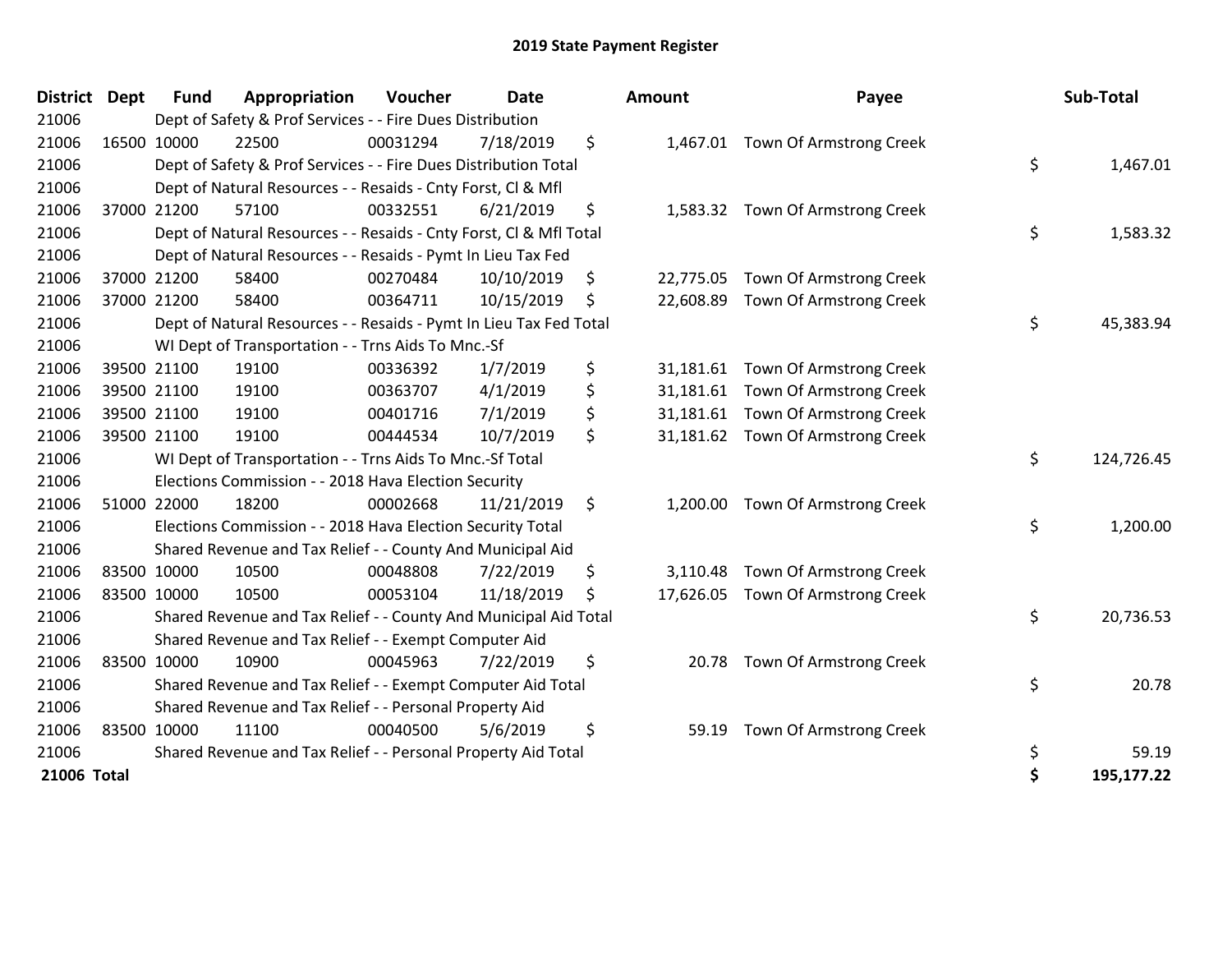# 2019 State Payment Register

| District | Dept | Fund | Appropriation | Voucher | Date | Amount | Payee | Sub-Total |
|---|---|---|---|---|---|---|---|---|
| 21006 | | Dept of Safety & Prof Services - - Fire Dues Distribution | | | | | | |
| 21006 | 16500 | 10000 | 22500 | 00031294 | 7/18/2019 | $ 1,467.01 | Town Of Armstrong Creek | |
| 21006 | | Dept of Safety & Prof Services - - Fire Dues Distribution Total | | | | | | $ 1,467.01 |
| 21006 | | Dept of Natural Resources - - Resaids - Cnty Forst, Cl & Mfl | | | | | | |
| 21006 | 37000 | 21200 | 57100 | 00332551 | 6/21/2019 | $ 1,583.32 | Town Of Armstrong Creek | |
| 21006 | | Dept of Natural Resources - - Resaids - Cnty Forst, Cl & Mfl Total | | | | | | $ 1,583.32 |
| 21006 | | Dept of Natural Resources - - Resaids - Pymt In Lieu Tax Fed | | | | | | |
| 21006 | 37000 | 21200 | 58400 | 00270484 | 10/10/2019 | $ 22,775.05 | Town Of Armstrong Creek | |
| 21006 | 37000 | 21200 | 58400 | 00364711 | 10/15/2019 | $ 22,608.89 | Town Of Armstrong Creek | |
| 21006 | | Dept of Natural Resources - - Resaids - Pymt In Lieu Tax Fed Total | | | | | | $ 45,383.94 |
| 21006 | | WI Dept of Transportation - - Trns Aids To Mnc.-Sf | | | | | | |
| 21006 | 39500 | 21100 | 19100 | 00336392 | 1/7/2019 | $ 31,181.61 | Town Of Armstrong Creek | |
| 21006 | 39500 | 21100 | 19100 | 00363707 | 4/1/2019 | $ 31,181.61 | Town Of Armstrong Creek | |
| 21006 | 39500 | 21100 | 19100 | 00401716 | 7/1/2019 | $ 31,181.61 | Town Of Armstrong Creek | |
| 21006 | 39500 | 21100 | 19100 | 00444534 | 10/7/2019 | $ 31,181.62 | Town Of Armstrong Creek | |
| 21006 | | WI Dept of Transportation - - Trns Aids To Mnc.-Sf Total | | | | | | $ 124,726.45 |
| 21006 | | Elections Commission - - 2018 Hava Election Security | | | | | | |
| 21006 | 51000 | 22000 | 18200 | 00002668 | 11/21/2019 | $ 1,200.00 | Town Of Armstrong Creek | |
| 21006 | | Elections Commission - - 2018 Hava Election Security Total | | | | | | $ 1,200.00 |
| 21006 | | Shared Revenue and Tax Relief - - County And Municipal Aid | | | | | | |
| 21006 | 83500 | 10000 | 10500 | 00048808 | 7/22/2019 | $ 3,110.48 | Town Of Armstrong Creek | |
| 21006 | 83500 | 10000 | 10500 | 00053104 | 11/18/2019 | $ 17,626.05 | Town Of Armstrong Creek | |
| 21006 | | Shared Revenue and Tax Relief - - County And Municipal Aid Total | | | | | | $ 20,736.53 |
| 21006 | | Shared Revenue and Tax Relief - - Exempt Computer Aid | | | | | | |
| 21006 | 83500 | 10000 | 10900 | 00045963 | 7/22/2019 | $ 20.78 | Town Of Armstrong Creek | |
| 21006 | | Shared Revenue and Tax Relief - - Exempt Computer Aid Total | | | | | | $ 20.78 |
| 21006 | | Shared Revenue and Tax Relief - - Personal Property Aid | | | | | | |
| 21006 | 83500 | 10000 | 11100 | 00040500 | 5/6/2019 | $ 59.19 | Town Of Armstrong Creek | |
| 21006 | | Shared Revenue and Tax Relief - - Personal Property Aid Total | | | | | | $ 59.19 |
| **21006 Total** | | | | | | | | **$ 195,177.22** |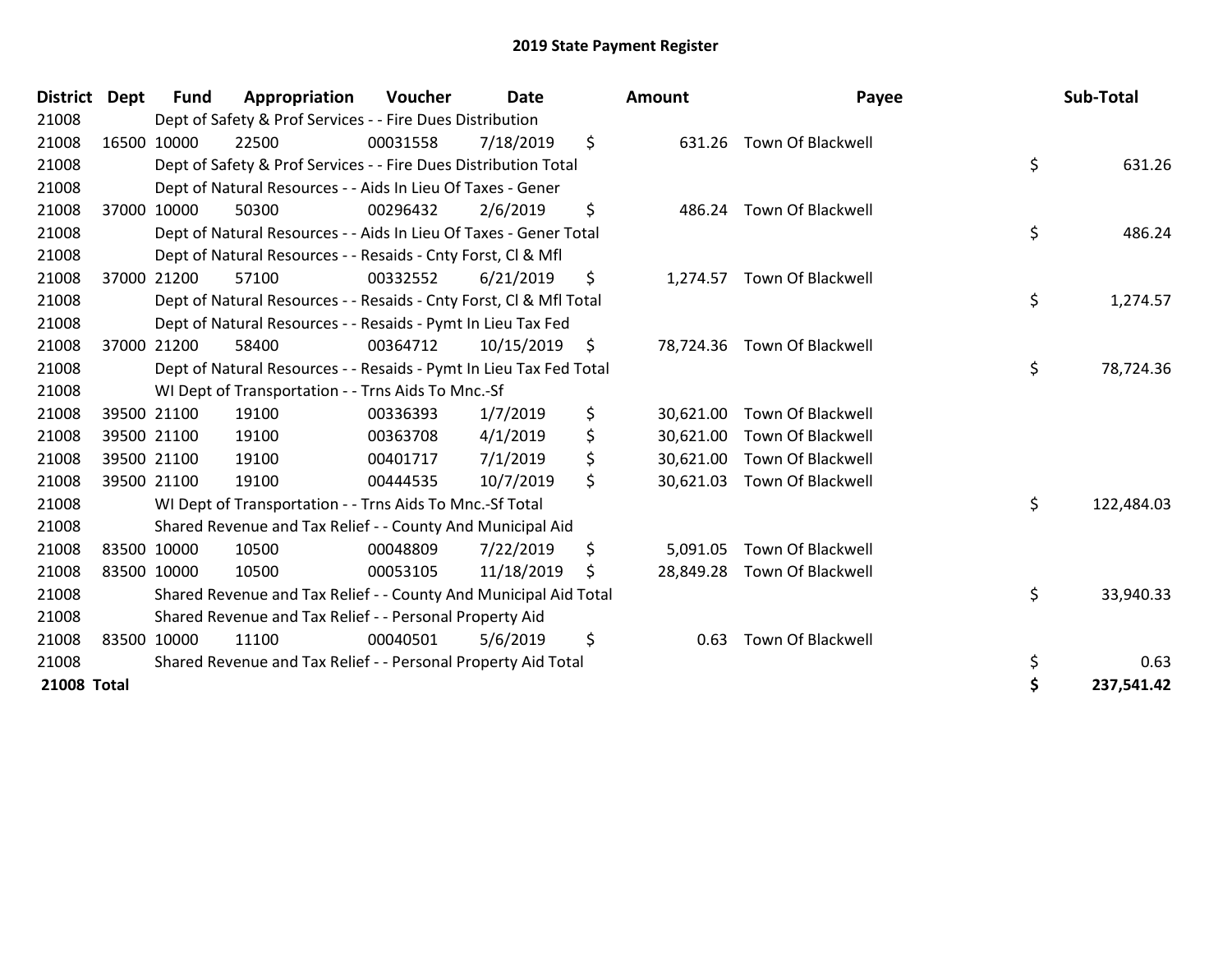# 2019 State Payment Register

| District | Dept | Fund | Appropriation | Voucher | Date | Amount | Payee | Sub-Total |
|---|---|---|---|---|---|---|---|---|
| 21008 | | Dept of Safety & Prof Services - - Fire Dues Distribution | | | | | | |
| 21008 | 16500 | 10000 | 22500 | 00031558 | 7/18/2019 | $ 631.26 | Town Of Blackwell | |
| 21008 | | Dept of Safety & Prof Services - - Fire Dues Distribution Total | | | | | | $ 631.26 |
| 21008 | | Dept of Natural Resources - - Aids In Lieu Of Taxes - Gener | | | | | | |
| 21008 | 37000 | 10000 | 50300 | 00296432 | 2/6/2019 | $ 486.24 | Town Of Blackwell | |
| 21008 | | Dept of Natural Resources - - Aids In Lieu Of Taxes - Gener Total | | | | | | $ 486.24 |
| 21008 | | Dept of Natural Resources - - Resaids - Cnty Forst, Cl & Mfl | | | | | | |
| 21008 | 37000 | 21200 | 57100 | 00332552 | 6/21/2019 | $ 1,274.57 | Town Of Blackwell | |
| 21008 | | Dept of Natural Resources - - Resaids - Cnty Forst, Cl & Mfl Total | | | | | | $ 1,274.57 |
| 21008 | | Dept of Natural Resources - - Resaids - Pymt In Lieu Tax Fed | | | | | | |
| 21008 | 37000 | 21200 | 58400 | 00364712 | 10/15/2019 | $ 78,724.36 | Town Of Blackwell | |
| 21008 | | Dept of Natural Resources - - Resaids - Pymt In Lieu Tax Fed Total | | | | | | $ 78,724.36 |
| 21008 | | WI Dept of Transportation - - Trns Aids To Mnc.-Sf | | | | | | |
| 21008 | 39500 | 21100 | 19100 | 00336393 | 1/7/2019 | $ 30,621.00 | Town Of Blackwell | |
| 21008 | 39500 | 21100 | 19100 | 00363708 | 4/1/2019 | $ 30,621.00 | Town Of Blackwell | |
| 21008 | 39500 | 21100 | 19100 | 00401717 | 7/1/2019 | $ 30,621.00 | Town Of Blackwell | |
| 21008 | 39500 | 21100 | 19100 | 00444535 | 10/7/2019 | $ 30,621.03 | Town Of Blackwell | |
| 21008 | | WI Dept of Transportation - - Trns Aids To Mnc.-Sf Total | | | | | | $ 122,484.03 |
| 21008 | | Shared Revenue and Tax Relief - - County And Municipal Aid | | | | | | |
| 21008 | 83500 | 10000 | 10500 | 00048809 | 7/22/2019 | $ 5,091.05 | Town Of Blackwell | |
| 21008 | 83500 | 10000 | 10500 | 00053105 | 11/18/2019 | $ 28,849.28 | Town Of Blackwell | |
| 21008 | | Shared Revenue and Tax Relief - - County And Municipal Aid Total | | | | | | $ 33,940.33 |
| 21008 | | Shared Revenue and Tax Relief - - Personal Property Aid | | | | | | |
| 21008 | 83500 | 10000 | 11100 | 00040501 | 5/6/2019 | $ 0.63 | Town Of Blackwell | |
| 21008 | | Shared Revenue and Tax Relief - - Personal Property Aid Total | | | | | | $ 0.63 |
| **21008 Total** | | | | | | | | **$ 237,541.42** |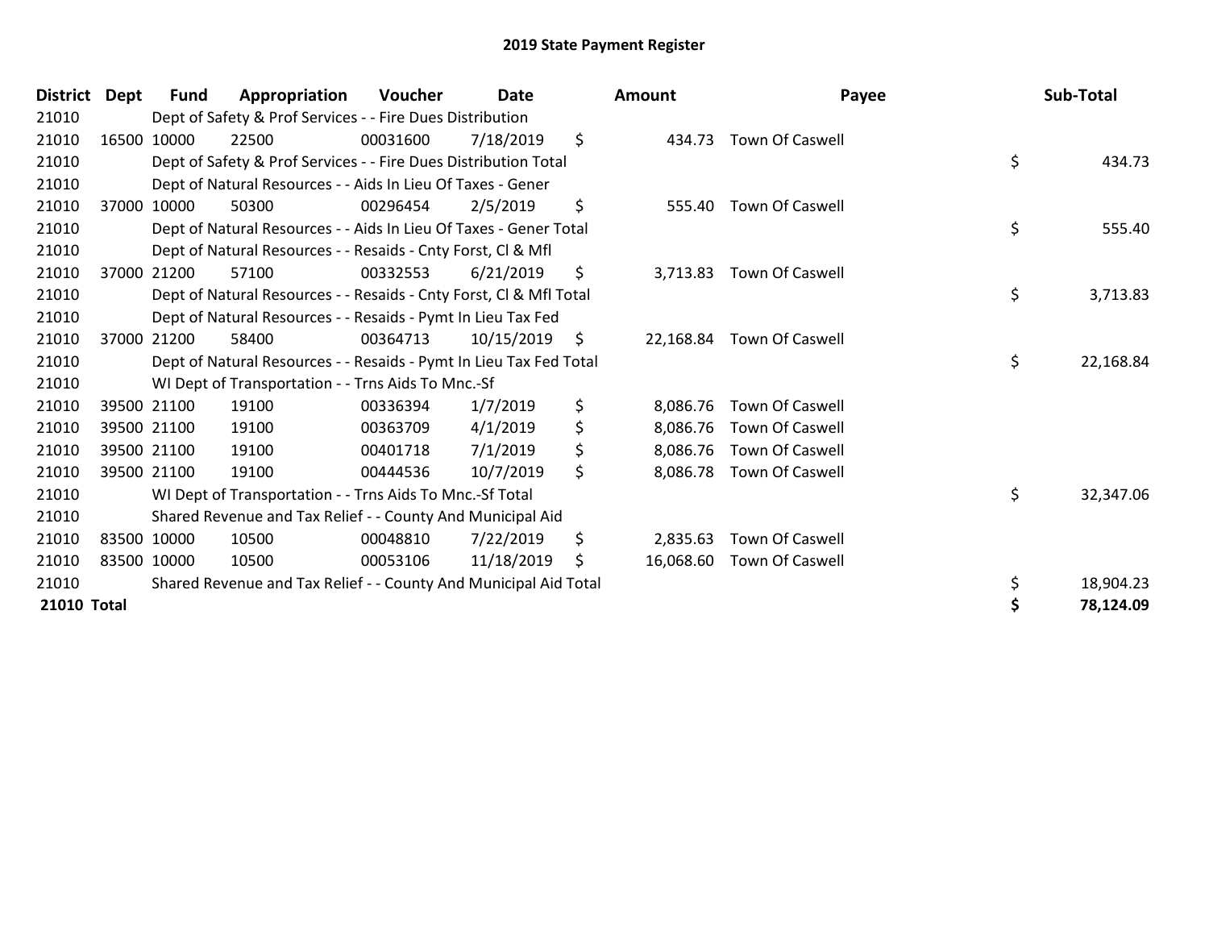# 2019 State Payment Register

| District | Dept | Fund | Appropriation | Voucher | Date | Amount | Payee | Sub-Total |
|---|---|---|---|---|---|---|---|---|
| 21010 | | Dept of Safety & Prof Services - - Fire Dues Distribution | | | | | | |
| 21010 | 16500 | 10000 | 22500 | 00031600 | 7/18/2019 | $ 434.73 | Town Of Caswell | |
| 21010 | | Dept of Safety & Prof Services - - Fire Dues Distribution Total | | | | | | $ 434.73 |
| 21010 | | Dept of Natural Resources - - Aids In Lieu Of Taxes - Gener | | | | | | |
| 21010 | 37000 | 10000 | 50300 | 00296454 | 2/5/2019 | $ 555.40 | Town Of Caswell | |
| 21010 | | Dept of Natural Resources - - Aids In Lieu Of Taxes - Gener Total | | | | | | $ 555.40 |
| 21010 | | Dept of Natural Resources - - Resaids - Cnty Forst, Cl & Mfl | | | | | | |
| 21010 | 37000 | 21200 | 57100 | 00332553 | 6/21/2019 | $ 3,713.83 | Town Of Caswell | |
| 21010 | | Dept of Natural Resources - - Resaids - Cnty Forst, Cl & Mfl Total | | | | | | $ 3,713.83 |
| 21010 | | Dept of Natural Resources - - Resaids - Pymt In Lieu Tax Fed | | | | | | |
| 21010 | 37000 | 21200 | 58400 | 00364713 | 10/15/2019 | $ 22,168.84 | Town Of Caswell | |
| 21010 | | Dept of Natural Resources - - Resaids - Pymt In Lieu Tax Fed Total | | | | | | $ 22,168.84 |
| 21010 | | WI Dept of Transportation - - Trns Aids To Mnc.-Sf | | | | | | |
| 21010 | 39500 | 21100 | 19100 | 00336394 | 1/7/2019 | $ 8,086.76 | Town Of Caswell | |
| 21010 | 39500 | 21100 | 19100 | 00363709 | 4/1/2019 | $ 8,086.76 | Town Of Caswell | |
| 21010 | 39500 | 21100 | 19100 | 00401718 | 7/1/2019 | $ 8,086.76 | Town Of Caswell | |
| 21010 | 39500 | 21100 | 19100 | 00444536 | 10/7/2019 | $ 8,086.78 | Town Of Caswell | |
| 21010 | | WI Dept of Transportation - - Trns Aids To Mnc.-Sf Total | | | | | | $ 32,347.06 |
| 21010 | | Shared Revenue and Tax Relief - - County And Municipal Aid | | | | | | |
| 21010 | 83500 | 10000 | 10500 | 00048810 | 7/22/2019 | $ 2,835.63 | Town Of Caswell | |
| 21010 | 83500 | 10000 | 10500 | 00053106 | 11/18/2019 | $ 16,068.60 | Town Of Caswell | |
| 21010 | | Shared Revenue and Tax Relief - - County And Municipal Aid Total | | | | | | $ 18,904.23 |
| **21010 Total** | | | | | | | | **$ 78,124.09** |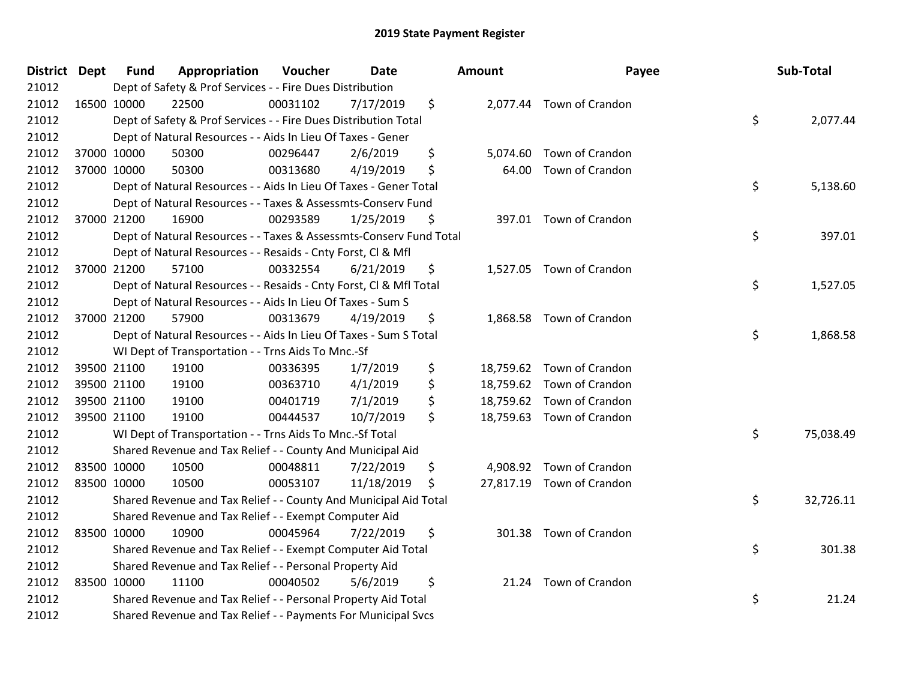# 2019 State Payment Register

| District | Dept | Fund | Appropriation | Voucher | Date | Amount | Payee | Sub-Total |
|---|---|---|---|---|---|---|---|---|
| 21012 | | Dept of Safety & Prof Services - - Fire Dues Distribution | | | | | | |
| 21012 | 16500 | 10000 | 22500 | 00031102 | 7/17/2019 | $ 2,077.44 | Town of Crandon | |
| 21012 | | Dept of Safety & Prof Services - - Fire Dues Distribution Total | | | | | | $ 2,077.44 |
| 21012 | | Dept of Natural Resources - - Aids In Lieu Of Taxes - Gener | | | | | | |
| 21012 | 37000 | 10000 | 50300 | 00296447 | 2/6/2019 | $ 5,074.60 | Town of Crandon | |
| 21012 | 37000 | 10000 | 50300 | 00313680 | 4/19/2019 | $ 64.00 | Town of Crandon | |
| 21012 | | Dept of Natural Resources - - Aids In Lieu Of Taxes - Gener Total | | | | | | $ 5,138.60 |
| 21012 | | Dept of Natural Resources - - Taxes & Assessmts-Conserv Fund | | | | | | |
| 21012 | 37000 | 21200 | 16900 | 00293589 | 1/25/2019 | $ 397.01 | Town of Crandon | |
| 21012 | | Dept of Natural Resources - - Taxes & Assessmts-Conserv Fund Total | | | | | | $ 397.01 |
| 21012 | | Dept of Natural Resources - - Resaids - Cnty Forst, Cl & Mfl | | | | | | |
| 21012 | 37000 | 21200 | 57100 | 00332554 | 6/21/2019 | $ 1,527.05 | Town of Crandon | |
| 21012 | | Dept of Natural Resources - - Resaids - Cnty Forst, Cl & Mfl Total | | | | | | $ 1,527.05 |
| 21012 | | Dept of Natural Resources - - Aids In Lieu Of Taxes - Sum S | | | | | | |
| 21012 | 37000 | 21200 | 57900 | 00313679 | 4/19/2019 | $ 1,868.58 | Town of Crandon | |
| 21012 | | Dept of Natural Resources - - Aids In Lieu Of Taxes - Sum S Total | | | | | | $ 1,868.58 |
| 21012 | | WI Dept of Transportation - - Trns Aids To Mnc.-Sf | | | | | | |
| 21012 | 39500 | 21100 | 19100 | 00336395 | 1/7/2019 | $ 18,759.62 | Town of Crandon | |
| 21012 | 39500 | 21100 | 19100 | 00363710 | 4/1/2019 | $ 18,759.62 | Town of Crandon | |
| 21012 | 39500 | 21100 | 19100 | 00401719 | 7/1/2019 | $ 18,759.62 | Town of Crandon | |
| 21012 | 39500 | 21100 | 19100 | 00444537 | 10/7/2019 | $ 18,759.63 | Town of Crandon | |
| 21012 | | WI Dept of Transportation - - Trns Aids To Mnc.-Sf Total | | | | | | $ 75,038.49 |
| 21012 | | Shared Revenue and Tax Relief - - County And Municipal Aid | | | | | | |
| 21012 | 83500 | 10000 | 10500 | 00048811 | 7/22/2019 | $ 4,908.92 | Town of Crandon | |
| 21012 | 83500 | 10000 | 10500 | 00053107 | 11/18/2019 | $ 27,817.19 | Town of Crandon | |
| 21012 | | Shared Revenue and Tax Relief - - County And Municipal Aid Total | | | | | | $ 32,726.11 |
| 21012 | | Shared Revenue and Tax Relief - - Exempt Computer Aid | | | | | | |
| 21012 | 83500 | 10000 | 10900 | 00045964 | 7/22/2019 | $ 301.38 | Town of Crandon | |
| 21012 | | Shared Revenue and Tax Relief - - Exempt Computer Aid Total | | | | | | $ 301.38 |
| 21012 | | Shared Revenue and Tax Relief - - Personal Property Aid | | | | | | |
| 21012 | 83500 | 10000 | 11100 | 00040502 | 5/6/2019 | $ 21.24 | Town of Crandon | |
| 21012 | | Shared Revenue and Tax Relief - - Personal Property Aid Total | | | | | | $ 21.24 |
| 21012 | | Shared Revenue and Tax Relief - - Payments For Municipal Svcs | | | | | | |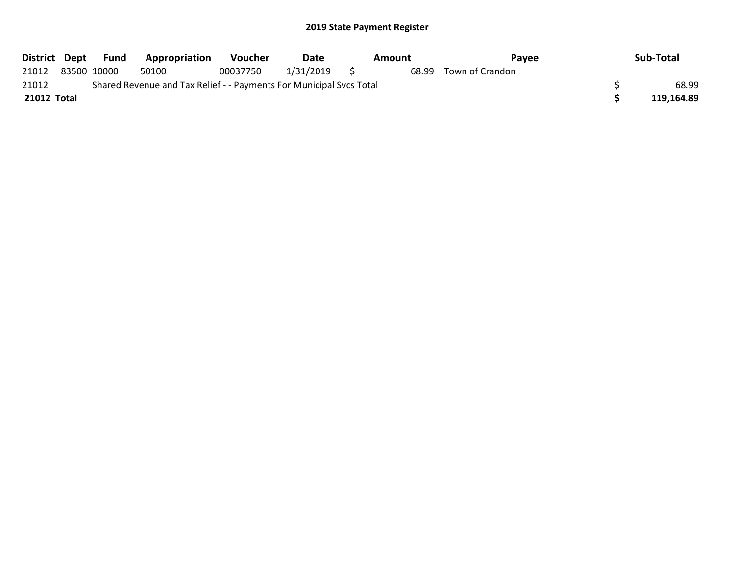## 2019 State Payment Register

| District | Dept | Fund | Appropriation | Voucher | Date | Amount | Payee | Sub-Total |
|---|---|---|---|---|---|---|---|---|
| 21012 | 83500 | 10000 | 50100 | 00037750 | 1/31/2019 | $ 68.99 | Town of Crandon | |
| 21012 | Shared Revenue and Tax Relief - - Payments For Municipal Svcs Total | | | | | | | $ 68.99 |
| **21012 Total** | | | | | | | | **$ 119,164.89** |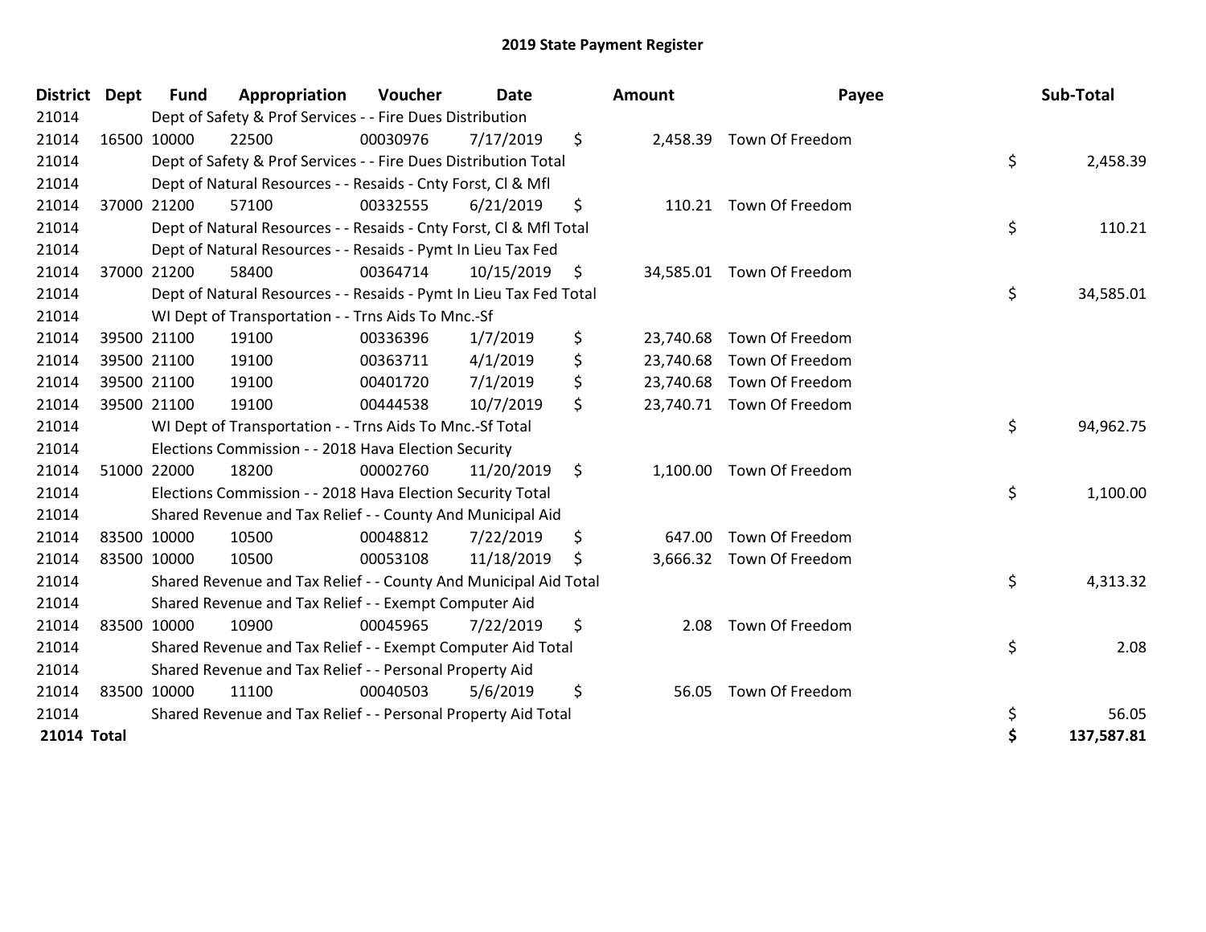# 2019 State Payment Register

| District | Dept | Fund | Appropriation | Voucher | Date | Amount | Payee | Sub-Total |
|---|---|---|---|---|---|---|---|---|
| 21014 | | Dept of Safety & Prof Services - - Fire Dues Distribution | | | | | | |
| 21014 | 16500 | 10000 | 22500 | 00030976 | 7/17/2019 | $ 2,458.39 | Town Of Freedom | |
| 21014 | | Dept of Safety & Prof Services - - Fire Dues Distribution Total | | | | | | $ 2,458.39 |
| 21014 | | Dept of Natural Resources - - Resaids - Cnty Forst, Cl & Mfl | | | | | | |
| 21014 | 37000 | 21200 | 57100 | 00332555 | 6/21/2019 | $ 110.21 | Town Of Freedom | |
| 21014 | | Dept of Natural Resources - - Resaids - Cnty Forst, Cl & Mfl Total | | | | | | $ 110.21 |
| 21014 | | Dept of Natural Resources - - Resaids - Pymt In Lieu Tax Fed | | | | | | |
| 21014 | 37000 | 21200 | 58400 | 00364714 | 10/15/2019 | $ 34,585.01 | Town Of Freedom | |
| 21014 | | Dept of Natural Resources - - Resaids - Pymt In Lieu Tax Fed Total | | | | | | $ 34,585.01 |
| 21014 | | WI Dept of Transportation - - Trns Aids To Mnc.-Sf | | | | | | |
| 21014 | 39500 | 21100 | 19100 | 00336396 | 1/7/2019 | $ 23,740.68 | Town Of Freedom | |
| 21014 | 39500 | 21100 | 19100 | 00363711 | 4/1/2019 | $ 23,740.68 | Town Of Freedom | |
| 21014 | 39500 | 21100 | 19100 | 00401720 | 7/1/2019 | $ 23,740.68 | Town Of Freedom | |
| 21014 | 39500 | 21100 | 19100 | 00444538 | 10/7/2019 | $ 23,740.71 | Town Of Freedom | |
| 21014 | | WI Dept of Transportation - - Trns Aids To Mnc.-Sf Total | | | | | | $ 94,962.75 |
| 21014 | | Elections Commission - - 2018 Hava Election Security | | | | | | |
| 21014 | 51000 | 22000 | 18200 | 00002760 | 11/20/2019 | $ 1,100.00 | Town Of Freedom | |
| 21014 | | Elections Commission - - 2018 Hava Election Security Total | | | | | | $ 1,100.00 |
| 21014 | | Shared Revenue and Tax Relief - - County And Municipal Aid | | | | | | |
| 21014 | 83500 | 10000 | 10500 | 00048812 | 7/22/2019 | $ 647.00 | Town Of Freedom | |
| 21014 | 83500 | 10000 | 10500 | 00053108 | 11/18/2019 | $ 3,666.32 | Town Of Freedom | |
| 21014 | | Shared Revenue and Tax Relief - - County And Municipal Aid Total | | | | | | $ 4,313.32 |
| 21014 | | Shared Revenue and Tax Relief - - Exempt Computer Aid | | | | | | |
| 21014 | 83500 | 10000 | 10900 | 00045965 | 7/22/2019 | $ 2.08 | Town Of Freedom | |
| 21014 | | Shared Revenue and Tax Relief - - Exempt Computer Aid Total | | | | | | $ 2.08 |
| 21014 | | Shared Revenue and Tax Relief - - Personal Property Aid | | | | | | |
| 21014 | 83500 | 10000 | 11100 | 00040503 | 5/6/2019 | $ 56.05 | Town Of Freedom | |
| 21014 | | Shared Revenue and Tax Relief - - Personal Property Aid Total | | | | | | $ 56.05 |
| **21014 Total** | | | | | | | | **$ 137,587.81** |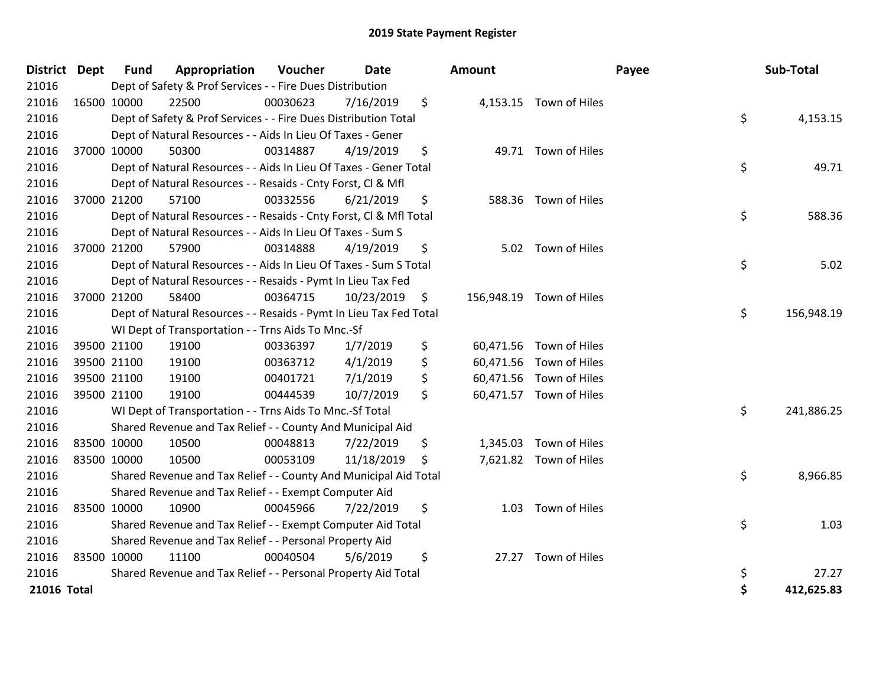# 2019 State Payment Register

| District | Dept | Fund | Appropriation | Voucher | Date | Amount | | Payee | | Sub-Total |
|---|---|---|---|---|---|---|---|---|---|---|
| 21016 | | Dept of Safety & Prof Services - - Fire Dues Distribution | | | | | | | | |
| 21016 | 16500 | 10000 | 22500 | 00030623 | 7/16/2019 | $ | 4,153.15 | Town of Hiles | | |
| 21016 | | Dept of Safety & Prof Services - - Fire Dues Distribution Total | | | | | | | $ | 4,153.15 |
| 21016 | | Dept of Natural Resources - - Aids In Lieu Of Taxes - Gener | | | | | | | | |
| 21016 | 37000 | 10000 | 50300 | 00314887 | 4/19/2019 | $ | 49.71 | Town of Hiles | | |
| 21016 | | Dept of Natural Resources - - Aids In Lieu Of Taxes - Gener Total | | | | | | | $ | 49.71 |
| 21016 | | Dept of Natural Resources - - Resaids - Cnty Forst, Cl & Mfl | | | | | | | | |
| 21016 | 37000 | 21200 | 57100 | 00332556 | 6/21/2019 | $ | 588.36 | Town of Hiles | | |
| 21016 | | Dept of Natural Resources - - Resaids - Cnty Forst, Cl & Mfl Total | | | | | | | $ | 588.36 |
| 21016 | | Dept of Natural Resources - - Aids In Lieu Of Taxes - Sum S | | | | | | | | |
| 21016 | 37000 | 21200 | 57900 | 00314888 | 4/19/2019 | $ | 5.02 | Town of Hiles | | |
| 21016 | | Dept of Natural Resources - - Aids In Lieu Of Taxes - Sum S Total | | | | | | | $ | 5.02 |
| 21016 | | Dept of Natural Resources - - Resaids - Pymt In Lieu Tax Fed | | | | | | | | |
| 21016 | 37000 | 21200 | 58400 | 00364715 | 10/23/2019 | $ | 156,948.19 | Town of Hiles | | |
| 21016 | | Dept of Natural Resources - - Resaids - Pymt In Lieu Tax Fed Total | | | | | | | $ | 156,948.19 |
| 21016 | | WI Dept of Transportation - - Trns Aids To Mnc.-Sf | | | | | | | | |
| 21016 | 39500 | 21100 | 19100 | 00336397 | 1/7/2019 | $ | 60,471.56 | Town of Hiles | | |
| 21016 | 39500 | 21100 | 19100 | 00363712 | 4/1/2019 | $ | 60,471.56 | Town of Hiles | | |
| 21016 | 39500 | 21100 | 19100 | 00401721 | 7/1/2019 | $ | 60,471.56 | Town of Hiles | | |
| 21016 | 39500 | 21100 | 19100 | 00444539 | 10/7/2019 | $ | 60,471.57 | Town of Hiles | | |
| 21016 | | WI Dept of Transportation - - Trns Aids To Mnc.-Sf Total | | | | | | | $ | 241,886.25 |
| 21016 | | Shared Revenue and Tax Relief - - County And Municipal Aid | | | | | | | | |
| 21016 | 83500 | 10000 | 10500 | 00048813 | 7/22/2019 | $ | 1,345.03 | Town of Hiles | | |
| 21016 | 83500 | 10000 | 10500 | 00053109 | 11/18/2019 | $ | 7,621.82 | Town of Hiles | | |
| 21016 | | Shared Revenue and Tax Relief - - County And Municipal Aid Total | | | | | | | $ | 8,966.85 |
| 21016 | | Shared Revenue and Tax Relief - - Exempt Computer Aid | | | | | | | | |
| 21016 | 83500 | 10000 | 10900 | 00045966 | 7/22/2019 | $ | 1.03 | Town of Hiles | | |
| 21016 | | Shared Revenue and Tax Relief - - Exempt Computer Aid Total | | | | | | | $ | 1.03 |
| 21016 | | Shared Revenue and Tax Relief - - Personal Property Aid | | | | | | | | |
| 21016 | 83500 | 10000 | 11100 | 00040504 | 5/6/2019 | $ | 27.27 | Town of Hiles | | |
| 21016 | | Shared Revenue and Tax Relief - - Personal Property Aid Total | | | | | | | $ | 27.27 |
| **21016 Total** | | | | | | | | | **$** | **412,625.83** |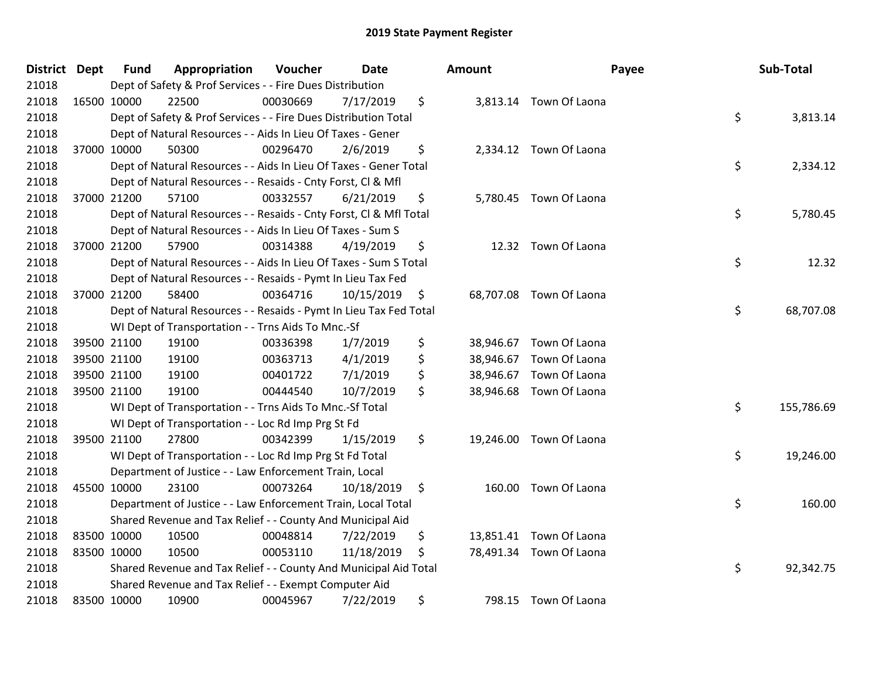# 2019 State Payment Register

| District | Dept | Fund | Appropriation | Voucher | Date | Amount | Payee | Sub-Total |
|---|---|---|---|---|---|---|---|---|
| 21018 | | Dept of Safety & Prof Services - - Fire Dues Distribution | | | | | | |
| 21018 | 16500 | 10000 | 22500 | 00030669 | 7/17/2019 | $ 3,813.14 | Town Of Laona | |
| 21018 | | Dept of Safety & Prof Services - - Fire Dues Distribution Total | | | | | | $ 3,813.14 |
| 21018 | | Dept of Natural Resources - - Aids In Lieu Of Taxes - Gener | | | | | | |
| 21018 | 37000 | 10000 | 50300 | 00296470 | 2/6/2019 | $ 2,334.12 | Town Of Laona | |
| 21018 | | Dept of Natural Resources - - Aids In Lieu Of Taxes - Gener Total | | | | | | $ 2,334.12 |
| 21018 | | Dept of Natural Resources - - Resaids - Cnty Forst, Cl & Mfl | | | | | | |
| 21018 | 37000 | 21200 | 57100 | 00332557 | 6/21/2019 | $ 5,780.45 | Town Of Laona | |
| 21018 | | Dept of Natural Resources - - Resaids - Cnty Forst, Cl & Mfl Total | | | | | | $ 5,780.45 |
| 21018 | | Dept of Natural Resources - - Aids In Lieu Of Taxes - Sum S | | | | | | |
| 21018 | 37000 | 21200 | 57900 | 00314388 | 4/19/2019 | $ 12.32 | Town Of Laona | |
| 21018 | | Dept of Natural Resources - - Aids In Lieu Of Taxes - Sum S Total | | | | | | $ 12.32 |
| 21018 | | Dept of Natural Resources - - Resaids - Pymt In Lieu Tax Fed | | | | | | |
| 21018 | 37000 | 21200 | 58400 | 00364716 | 10/15/2019 | $ 68,707.08 | Town Of Laona | |
| 21018 | | Dept of Natural Resources - - Resaids - Pymt In Lieu Tax Fed Total | | | | | | $ 68,707.08 |
| 21018 | | WI Dept of Transportation - - Trns Aids To Mnc.-Sf | | | | | | |
| 21018 | 39500 | 21100 | 19100 | 00336398 | 1/7/2019 | $ 38,946.67 | Town Of Laona | |
| 21018 | 39500 | 21100 | 19100 | 00363713 | 4/1/2019 | $ 38,946.67 | Town Of Laona | |
| 21018 | 39500 | 21100 | 19100 | 00401722 | 7/1/2019 | $ 38,946.67 | Town Of Laona | |
| 21018 | 39500 | 21100 | 19100 | 00444540 | 10/7/2019 | $ 38,946.68 | Town Of Laona | |
| 21018 | | WI Dept of Transportation - - Trns Aids To Mnc.-Sf Total | | | | | | $ 155,786.69 |
| 21018 | | WI Dept of Transportation - - Loc Rd Imp Prg St Fd | | | | | | |
| 21018 | 39500 | 21100 | 27800 | 00342399 | 1/15/2019 | $ 19,246.00 | Town Of Laona | |
| 21018 | | WI Dept of Transportation - - Loc Rd Imp Prg St Fd Total | | | | | | $ 19,246.00 |
| 21018 | | Department of Justice - - Law Enforcement Train, Local | | | | | | |
| 21018 | 45500 | 10000 | 23100 | 00073264 | 10/18/2019 | $ 160.00 | Town Of Laona | |
| 21018 | | Department of Justice - - Law Enforcement Train, Local Total | | | | | | $ 160.00 |
| 21018 | | Shared Revenue and Tax Relief - - County And Municipal Aid | | | | | | |
| 21018 | 83500 | 10000 | 10500 | 00048814 | 7/22/2019 | $ 13,851.41 | Town Of Laona | |
| 21018 | 83500 | 10000 | 10500 | 00053110 | 11/18/2019 | $ 78,491.34 | Town Of Laona | |
| 21018 | | Shared Revenue and Tax Relief - - County And Municipal Aid Total | | | | | | $ 92,342.75 |
| 21018 | | Shared Revenue and Tax Relief - - Exempt Computer Aid | | | | | | |
| 21018 | 83500 | 10000 | 10900 | 00045967 | 7/22/2019 | $ 798.15 | Town Of Laona | |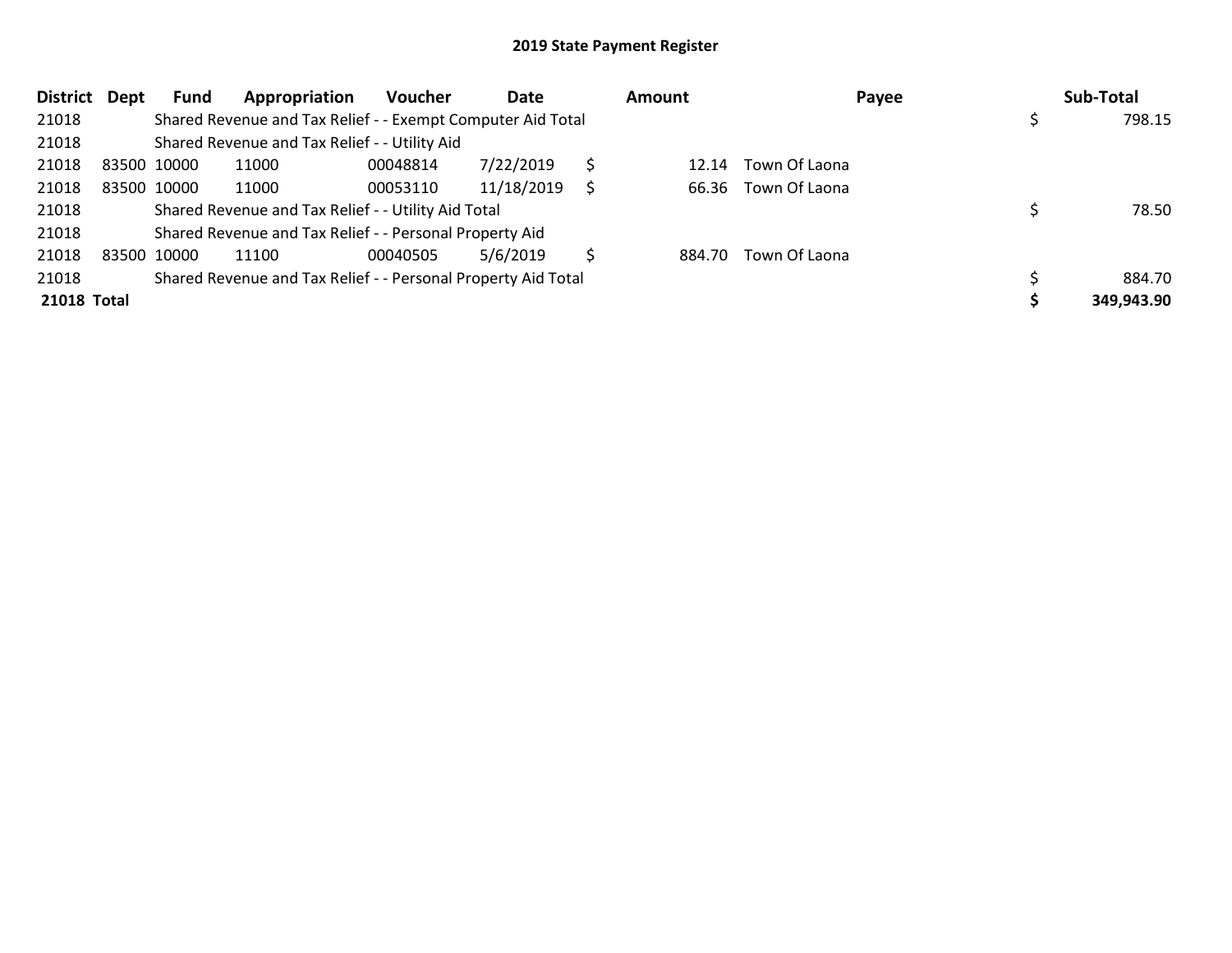## 2019 State Payment Register

| District | Dept | Fund | Appropriation | Voucher | Date | | Amount | Payee | | Sub-Total |
|---|---|---|---|---|---|---|---|---|---|---|
| 21018 | | Shared Revenue and Tax Relief - - Exempt Computer Aid Total | | | | | | | $ | 798.15 |
| 21018 | | Shared Revenue and Tax Relief - - Utility Aid | | | | | | | | |
| 21018 | 83500 | 10000 | 11000 | 00048814 | 7/22/2019 | $ | 12.14 | Town Of Laona | | |
| 21018 | 83500 | 10000 | 11000 | 00053110 | 11/18/2019 | $ | 66.36 | Town Of Laona | | |
| 21018 | | Shared Revenue and Tax Relief - - Utility Aid Total | | | | | | | $ | 78.50 |
| 21018 | | Shared Revenue and Tax Relief - - Personal Property Aid | | | | | | | | |
| 21018 | 83500 | 10000 | 11100 | 00040505 | 5/6/2019 | $ | 884.70 | Town Of Laona | | |
| 21018 | | Shared Revenue and Tax Relief - - Personal Property Aid Total | | | | | | | $ | 884.70 |
| **21018 Total** | | | | | | | | | **$** | **349,943.90** |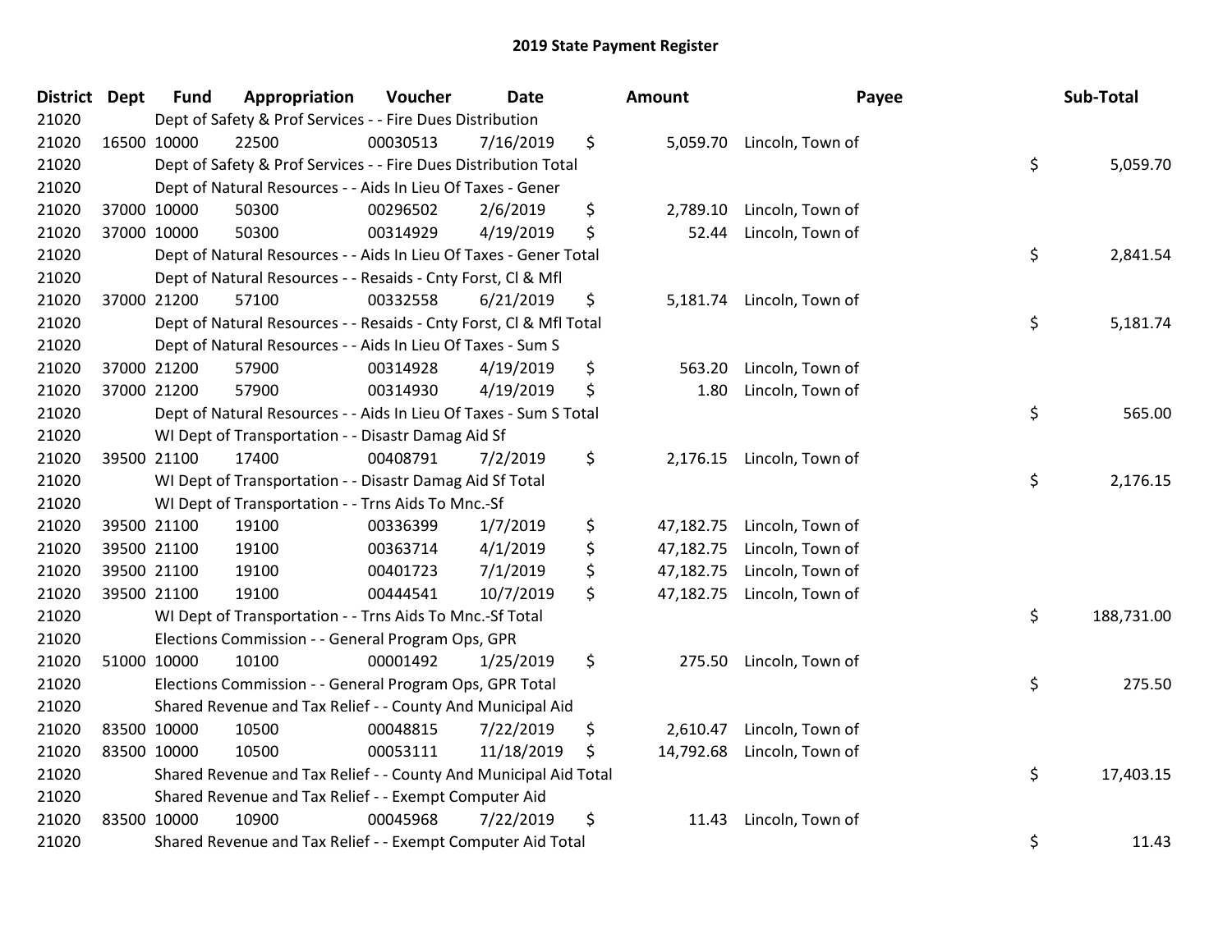# 2019 State Payment Register

| District | Dept | Fund | Appropriation | Voucher | Date | | Amount | Payee | | Sub-Total |
|---|---|---|---|---|---|---|---|---|---|---|
| 21020 | | Dept of Safety & Prof Services - - Fire Dues Distribution | | | | | | | | |
| 21020 | 16500 | 10000 | 22500 | 00030513 | 7/16/2019 | $ | 5,059.70 | Lincoln, Town of | | |
| 21020 | | Dept of Safety & Prof Services - - Fire Dues Distribution Total | | | | | | | $ | 5,059.70 |
| 21020 | | Dept of Natural Resources - - Aids In Lieu Of Taxes - Gener | | | | | | | | |
| 21020 | 37000 | 10000 | 50300 | 00296502 | 2/6/2019 | $ | 2,789.10 | Lincoln, Town of | | |
| 21020 | 37000 | 10000 | 50300 | 00314929 | 4/19/2019 | $ | 52.44 | Lincoln, Town of | | |
| 21020 | | Dept of Natural Resources - - Aids In Lieu Of Taxes - Gener Total | | | | | | | $ | 2,841.54 |
| 21020 | | Dept of Natural Resources - - Resaids - Cnty Forst, Cl & Mfl | | | | | | | | |
| 21020 | 37000 | 21200 | 57100 | 00332558 | 6/21/2019 | $ | 5,181.74 | Lincoln, Town of | | |
| 21020 | | Dept of Natural Resources - - Resaids - Cnty Forst, Cl & Mfl Total | | | | | | | $ | 5,181.74 |
| 21020 | | Dept of Natural Resources - - Aids In Lieu Of Taxes - Sum S | | | | | | | | |
| 21020 | 37000 | 21200 | 57900 | 00314928 | 4/19/2019 | $ | 563.20 | Lincoln, Town of | | |
| 21020 | 37000 | 21200 | 57900 | 00314930 | 4/19/2019 | $ | 1.80 | Lincoln, Town of | | |
| 21020 | | Dept of Natural Resources - - Aids In Lieu Of Taxes - Sum S Total | | | | | | | $ | 565.00 |
| 21020 | | WI Dept of Transportation - - Disastr Damag Aid Sf | | | | | | | | |
| 21020 | 39500 | 21100 | 17400 | 00408791 | 7/2/2019 | $ | 2,176.15 | Lincoln, Town of | | |
| 21020 | | WI Dept of Transportation - - Disastr Damag Aid Sf Total | | | | | | | $ | 2,176.15 |
| 21020 | | WI Dept of Transportation - - Trns Aids To Mnc.-Sf | | | | | | | | |
| 21020 | 39500 | 21100 | 19100 | 00336399 | 1/7/2019 | $ | 47,182.75 | Lincoln, Town of | | |
| 21020 | 39500 | 21100 | 19100 | 00363714 | 4/1/2019 | $ | 47,182.75 | Lincoln, Town of | | |
| 21020 | 39500 | 21100 | 19100 | 00401723 | 7/1/2019 | $ | 47,182.75 | Lincoln, Town of | | |
| 21020 | 39500 | 21100 | 19100 | 00444541 | 10/7/2019 | $ | 47,182.75 | Lincoln, Town of | | |
| 21020 | | WI Dept of Transportation - - Trns Aids To Mnc.-Sf Total | | | | | | | $ | 188,731.00 |
| 21020 | | Elections Commission - - General Program Ops, GPR | | | | | | | | |
| 21020 | 51000 | 10000 | 10100 | 00001492 | 1/25/2019 | $ | 275.50 | Lincoln, Town of | | |
| 21020 | | Elections Commission - - General Program Ops, GPR Total | | | | | | | $ | 275.50 |
| 21020 | | Shared Revenue and Tax Relief - - County And Municipal Aid | | | | | | | | |
| 21020 | 83500 | 10000 | 10500 | 00048815 | 7/22/2019 | $ | 2,610.47 | Lincoln, Town of | | |
| 21020 | 83500 | 10000 | 10500 | 00053111 | 11/18/2019 | $ | 14,792.68 | Lincoln, Town of | | |
| 21020 | | Shared Revenue and Tax Relief - - County And Municipal Aid Total | | | | | | | $ | 17,403.15 |
| 21020 | | Shared Revenue and Tax Relief - - Exempt Computer Aid | | | | | | | | |
| 21020 | 83500 | 10000 | 10900 | 00045968 | 7/22/2019 | $ | 11.43 | Lincoln, Town of | | |
| 21020 | | Shared Revenue and Tax Relief - - Exempt Computer Aid Total | | | | | | | $ | 11.43 |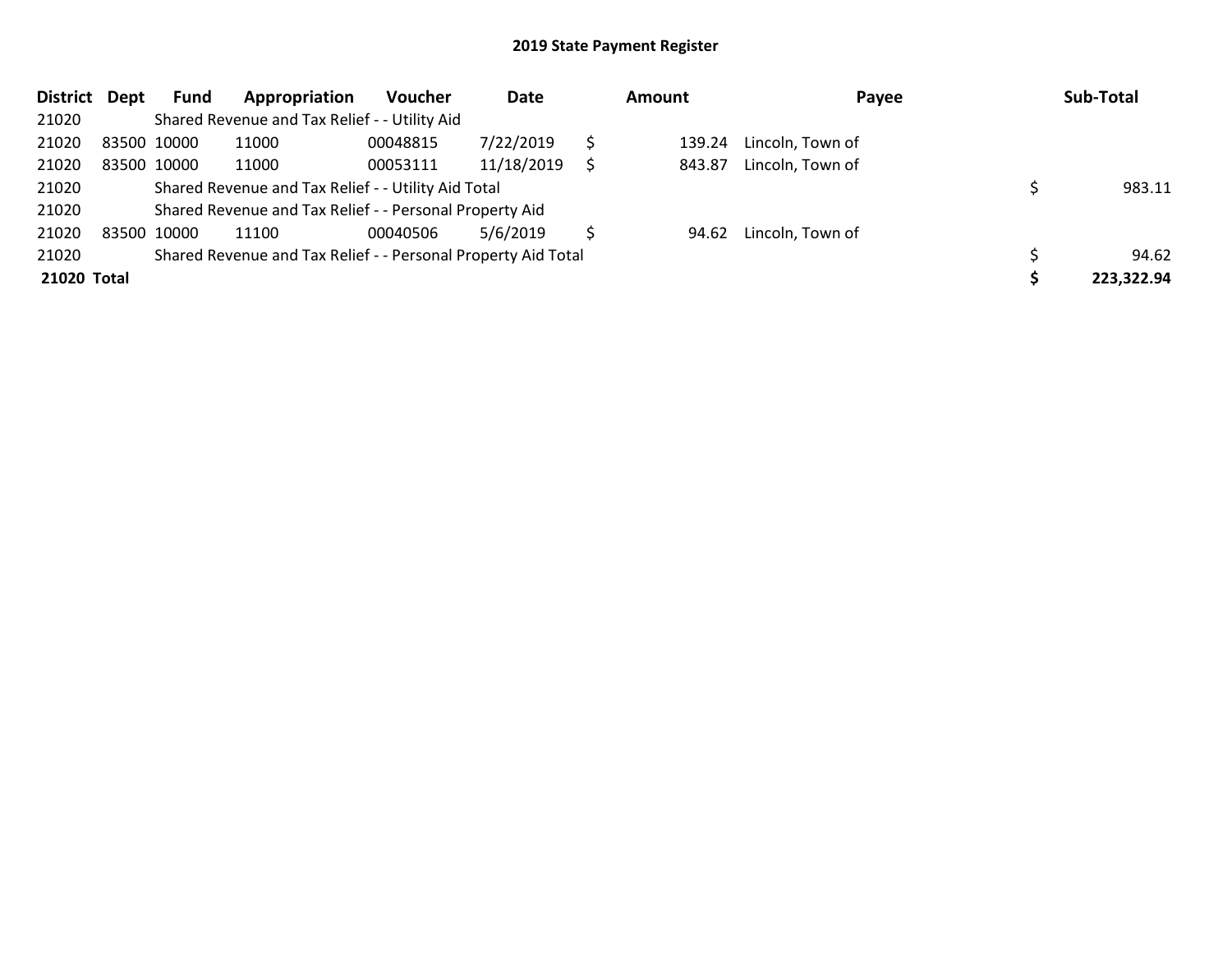# 2019 State Payment Register

| District | Dept | Fund | Appropriation | Voucher | Date | Amount | Payee | Sub-Total |
|---|---|---|---|---|---|---|---|---|
| 21020 | | Shared Revenue and Tax Relief - - Utility Aid | | | | | | |
| 21020 | 83500 | 10000 | 11000 | 00048815 | 7/22/2019 | $ 139.24 | Lincoln, Town of | |
| 21020 | 83500 | 10000 | 11000 | 00053111 | 11/18/2019 | $ 843.87 | Lincoln, Town of | |
| 21020 | | Shared Revenue and Tax Relief - - Utility Aid Total | | | | | | $ 983.11 |
| 21020 | | Shared Revenue and Tax Relief - - Personal Property Aid | | | | | | |
| 21020 | 83500 | 10000 | 11100 | 00040506 | 5/6/2019 | $ 94.62 | Lincoln, Town of | |
| 21020 | | Shared Revenue and Tax Relief - - Personal Property Aid Total | | | | | | $ 94.62 |
| **21020 Total** | | | | | | | | **$ 223,322.94** |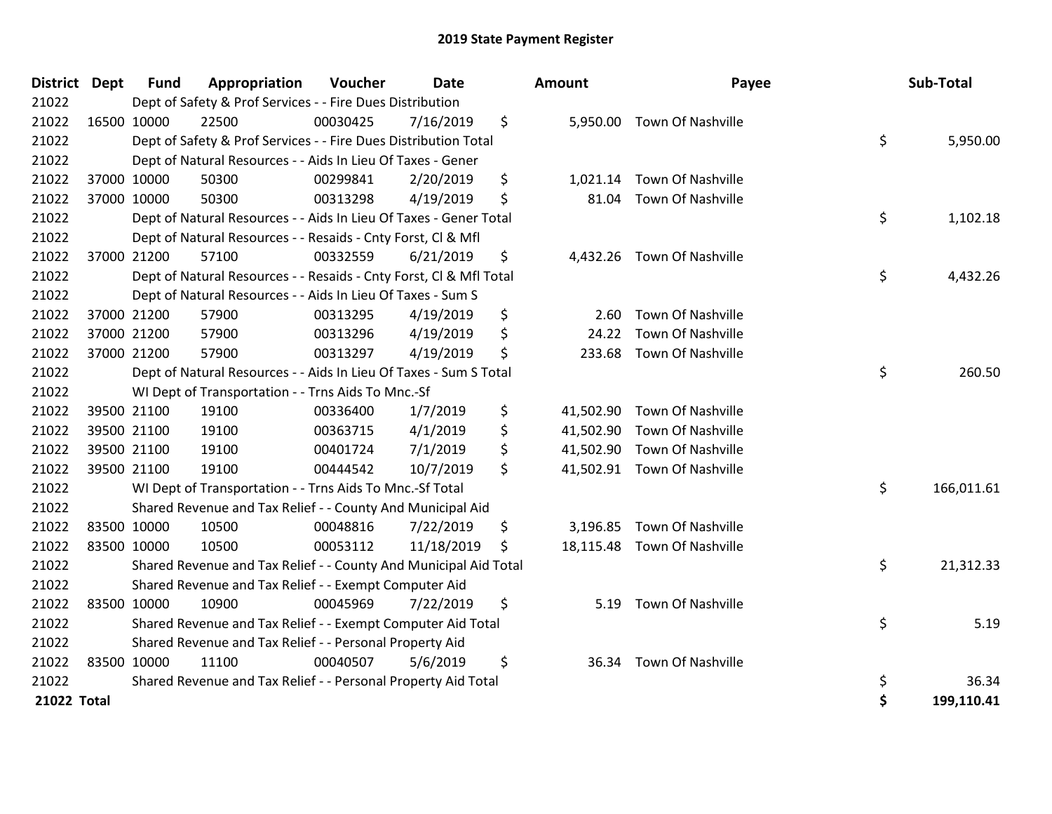# 2019 State Payment Register

| District | Dept | Fund | Appropriation | Voucher | Date | Amount | Payee | Sub-Total |
|---|---|---|---|---|---|---|---|---|
| 21022 | | Dept of Safety & Prof Services - - Fire Dues Distribution | | | | | | |
| 21022 | 16500 | 10000 | 22500 | 00030425 | 7/16/2019 | $ 5,950.00 | Town Of Nashville | |
| 21022 | | Dept of Safety & Prof Services - - Fire Dues Distribution Total | | | | | | $ 5,950.00 |
| 21022 | | Dept of Natural Resources - - Aids In Lieu Of Taxes - Gener | | | | | | |
| 21022 | 37000 | 10000 | 50300 | 00299841 | 2/20/2019 | $ 1,021.14 | Town Of Nashville | |
| 21022 | 37000 | 10000 | 50300 | 00313298 | 4/19/2019 | $ 81.04 | Town Of Nashville | |
| 21022 | | Dept of Natural Resources - - Aids In Lieu Of Taxes - Gener Total | | | | | | $ 1,102.18 |
| 21022 | | Dept of Natural Resources - - Resaids - Cnty Forst, Cl & Mfl | | | | | | |
| 21022 | 37000 | 21200 | 57100 | 00332559 | 6/21/2019 | $ 4,432.26 | Town Of Nashville | |
| 21022 | | Dept of Natural Resources - - Resaids - Cnty Forst, Cl & Mfl Total | | | | | | $ 4,432.26 |
| 21022 | | Dept of Natural Resources - - Aids In Lieu Of Taxes - Sum S | | | | | | |
| 21022 | 37000 | 21200 | 57900 | 00313295 | 4/19/2019 | $ 2.60 | Town Of Nashville | |
| 21022 | 37000 | 21200 | 57900 | 00313296 | 4/19/2019 | $ 24.22 | Town Of Nashville | |
| 21022 | 37000 | 21200 | 57900 | 00313297 | 4/19/2019 | $ 233.68 | Town Of Nashville | |
| 21022 | | Dept of Natural Resources - - Aids In Lieu Of Taxes - Sum S Total | | | | | | $ 260.50 |
| 21022 | | WI Dept of Transportation - - Trns Aids To Mnc.-Sf | | | | | | |
| 21022 | 39500 | 21100 | 19100 | 00336400 | 1/7/2019 | $ 41,502.90 | Town Of Nashville | |
| 21022 | 39500 | 21100 | 19100 | 00363715 | 4/1/2019 | $ 41,502.90 | Town Of Nashville | |
| 21022 | 39500 | 21100 | 19100 | 00401724 | 7/1/2019 | $ 41,502.90 | Town Of Nashville | |
| 21022 | 39500 | 21100 | 19100 | 00444542 | 10/7/2019 | $ 41,502.91 | Town Of Nashville | |
| 21022 | | WI Dept of Transportation - - Trns Aids To Mnc.-Sf Total | | | | | | $ 166,011.61 |
| 21022 | | Shared Revenue and Tax Relief - - County And Municipal Aid | | | | | | |
| 21022 | 83500 | 10000 | 10500 | 00048816 | 7/22/2019 | $ 3,196.85 | Town Of Nashville | |
| 21022 | 83500 | 10000 | 10500 | 00053112 | 11/18/2019 | $ 18,115.48 | Town Of Nashville | |
| 21022 | | Shared Revenue and Tax Relief - - County And Municipal Aid Total | | | | | | $ 21,312.33 |
| 21022 | | Shared Revenue and Tax Relief - - Exempt Computer Aid | | | | | | |
| 21022 | 83500 | 10000 | 10900 | 00045969 | 7/22/2019 | $ 5.19 | Town Of Nashville | |
| 21022 | | Shared Revenue and Tax Relief - - Exempt Computer Aid Total | | | | | | $ 5.19 |
| 21022 | | Shared Revenue and Tax Relief - - Personal Property Aid | | | | | | |
| 21022 | 83500 | 10000 | 11100 | 00040507 | 5/6/2019 | $ 36.34 | Town Of Nashville | |
| 21022 | | Shared Revenue and Tax Relief - - Personal Property Aid Total | | | | | | $ 36.34 |
| **21022 Total** | | | | | | | | **$ 199,110.41** |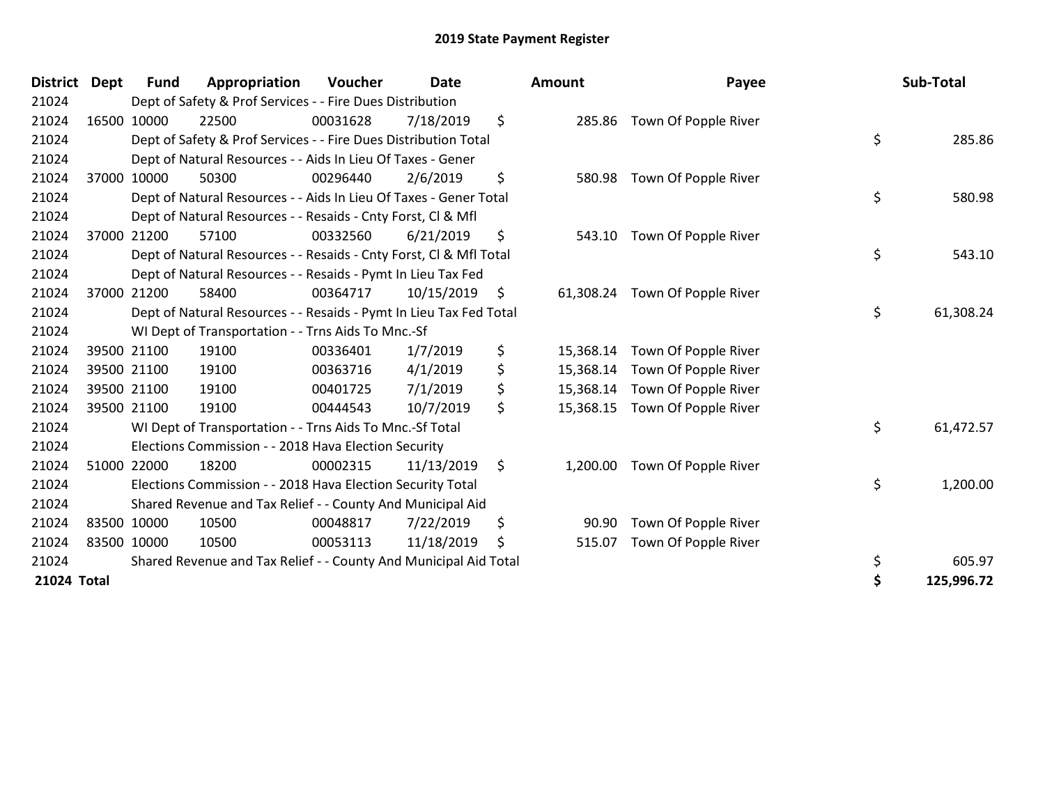# 2019 State Payment Register

| District | Dept | Fund | Appropriation | Voucher | Date | Amount | Payee | Sub-Total |
|---|---|---|---|---|---|---|---|---|
| 21024 | | Dept of Safety & Prof Services - - Fire Dues Distribution | | | | | | |
| 21024 | 16500 | 10000 | 22500 | 00031628 | 7/18/2019 | $ 285.86 | Town Of Popple River | |
| 21024 | | Dept of Safety & Prof Services - - Fire Dues Distribution Total | | | | | | $ 285.86 |
| 21024 | | Dept of Natural Resources - - Aids In Lieu Of Taxes - Gener | | | | | | |
| 21024 | 37000 | 10000 | 50300 | 00296440 | 2/6/2019 | $ 580.98 | Town Of Popple River | |
| 21024 | | Dept of Natural Resources - - Aids In Lieu Of Taxes - Gener Total | | | | | | $ 580.98 |
| 21024 | | Dept of Natural Resources - - Resaids - Cnty Forst, Cl & Mfl | | | | | | |
| 21024 | 37000 | 21200 | 57100 | 00332560 | 6/21/2019 | $ 543.10 | Town Of Popple River | |
| 21024 | | Dept of Natural Resources - - Resaids - Cnty Forst, Cl & Mfl Total | | | | | | $ 543.10 |
| 21024 | | Dept of Natural Resources - - Resaids - Pymt In Lieu Tax Fed | | | | | | |
| 21024 | 37000 | 21200 | 58400 | 00364717 | 10/15/2019 | $ 61,308.24 | Town Of Popple River | |
| 21024 | | Dept of Natural Resources - - Resaids - Pymt In Lieu Tax Fed Total | | | | | | $ 61,308.24 |
| 21024 | | WI Dept of Transportation - - Trns Aids To Mnc.-Sf | | | | | | |
| 21024 | 39500 | 21100 | 19100 | 00336401 | 1/7/2019 | $ 15,368.14 | Town Of Popple River | |
| 21024 | 39500 | 21100 | 19100 | 00363716 | 4/1/2019 | $ 15,368.14 | Town Of Popple River | |
| 21024 | 39500 | 21100 | 19100 | 00401725 | 7/1/2019 | $ 15,368.14 | Town Of Popple River | |
| 21024 | 39500 | 21100 | 19100 | 00444543 | 10/7/2019 | $ 15,368.15 | Town Of Popple River | |
| 21024 | | WI Dept of Transportation - - Trns Aids To Mnc.-Sf Total | | | | | | $ 61,472.57 |
| 21024 | | Elections Commission - - 2018 Hava Election Security | | | | | | |
| 21024 | 51000 | 22000 | 18200 | 00002315 | 11/13/2019 | $ 1,200.00 | Town Of Popple River | |
| 21024 | | Elections Commission - - 2018 Hava Election Security Total | | | | | | $ 1,200.00 |
| 21024 | | Shared Revenue and Tax Relief - - County And Municipal Aid | | | | | | |
| 21024 | 83500 | 10000 | 10500 | 00048817 | 7/22/2019 | $ 90.90 | Town Of Popple River | |
| 21024 | 83500 | 10000 | 10500 | 00053113 | 11/18/2019 | $ 515.07 | Town Of Popple River | |
| 21024 | | Shared Revenue and Tax Relief - - County And Municipal Aid Total | | | | | | $ 605.97 |
| **21024 Total** | | | | | | | | **$ 125,996.72** |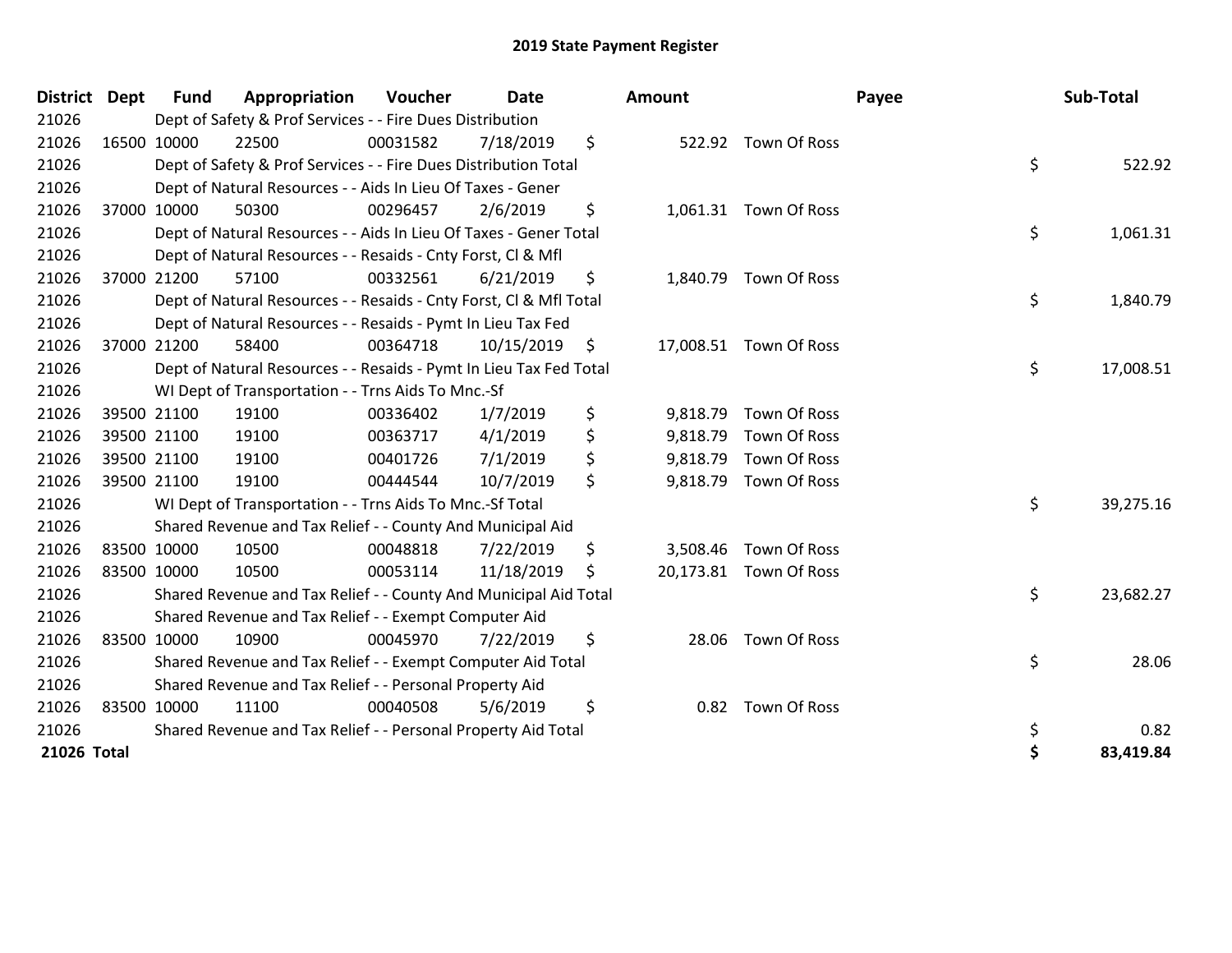# 2019 State Payment Register

| District | Dept | Fund | Appropriation | Voucher | Date | Amount | Payee | Sub-Total |
|---|---|---|---|---|---|---|---|---|
| 21026 | | Dept of Safety & Prof Services - - Fire Dues Distribution | | | | | | |
| 21026 | 16500 | 10000 | 22500 | 00031582 | 7/18/2019 | $ 522.92 | Town Of Ross | |
| 21026 | | Dept of Safety & Prof Services - - Fire Dues Distribution Total | | | | | | $ 522.92 |
| 21026 | | Dept of Natural Resources - - Aids In Lieu Of Taxes - Gener | | | | | | |
| 21026 | 37000 | 10000 | 50300 | 00296457 | 2/6/2019 | $ 1,061.31 | Town Of Ross | |
| 21026 | | Dept of Natural Resources - - Aids In Lieu Of Taxes - Gener Total | | | | | | $ 1,061.31 |
| 21026 | | Dept of Natural Resources - - Resaids - Cnty Forst, Cl & Mfl | | | | | | |
| 21026 | 37000 | 21200 | 57100 | 00332561 | 6/21/2019 | $ 1,840.79 | Town Of Ross | |
| 21026 | | Dept of Natural Resources - - Resaids - Cnty Forst, Cl & Mfl Total | | | | | | $ 1,840.79 |
| 21026 | | Dept of Natural Resources - - Resaids - Pymt In Lieu Tax Fed | | | | | | |
| 21026 | 37000 | 21200 | 58400 | 00364718 | 10/15/2019 | $ 17,008.51 | Town Of Ross | |
| 21026 | | Dept of Natural Resources - - Resaids - Pymt In Lieu Tax Fed Total | | | | | | $ 17,008.51 |
| 21026 | | WI Dept of Transportation - - Trns Aids To Mnc.-Sf | | | | | | |
| 21026 | 39500 | 21100 | 19100 | 00336402 | 1/7/2019 | $ 9,818.79 | Town Of Ross | |
| 21026 | 39500 | 21100 | 19100 | 00363717 | 4/1/2019 | $ 9,818.79 | Town Of Ross | |
| 21026 | 39500 | 21100 | 19100 | 00401726 | 7/1/2019 | $ 9,818.79 | Town Of Ross | |
| 21026 | 39500 | 21100 | 19100 | 00444544 | 10/7/2019 | $ 9,818.79 | Town Of Ross | |
| 21026 | | WI Dept of Transportation - - Trns Aids To Mnc.-Sf Total | | | | | | $ 39,275.16 |
| 21026 | | Shared Revenue and Tax Relief - - County And Municipal Aid | | | | | | |
| 21026 | 83500 | 10000 | 10500 | 00048818 | 7/22/2019 | $ 3,508.46 | Town Of Ross | |
| 21026 | 83500 | 10000 | 10500 | 00053114 | 11/18/2019 | $ 20,173.81 | Town Of Ross | |
| 21026 | | Shared Revenue and Tax Relief - - County And Municipal Aid Total | | | | | | $ 23,682.27 |
| 21026 | | Shared Revenue and Tax Relief - - Exempt Computer Aid | | | | | | |
| 21026 | 83500 | 10000 | 10900 | 00045970 | 7/22/2019 | $ 28.06 | Town Of Ross | |
| 21026 | | Shared Revenue and Tax Relief - - Exempt Computer Aid Total | | | | | | $ 28.06 |
| 21026 | | Shared Revenue and Tax Relief - - Personal Property Aid | | | | | | |
| 21026 | 83500 | 10000 | 11100 | 00040508 | 5/6/2019 | $ 0.82 | Town Of Ross | |
| 21026 | | Shared Revenue and Tax Relief - - Personal Property Aid Total | | | | | | $ 0.82 |
| **21026 Total** | | | | | | | | **$ 83,419.84** |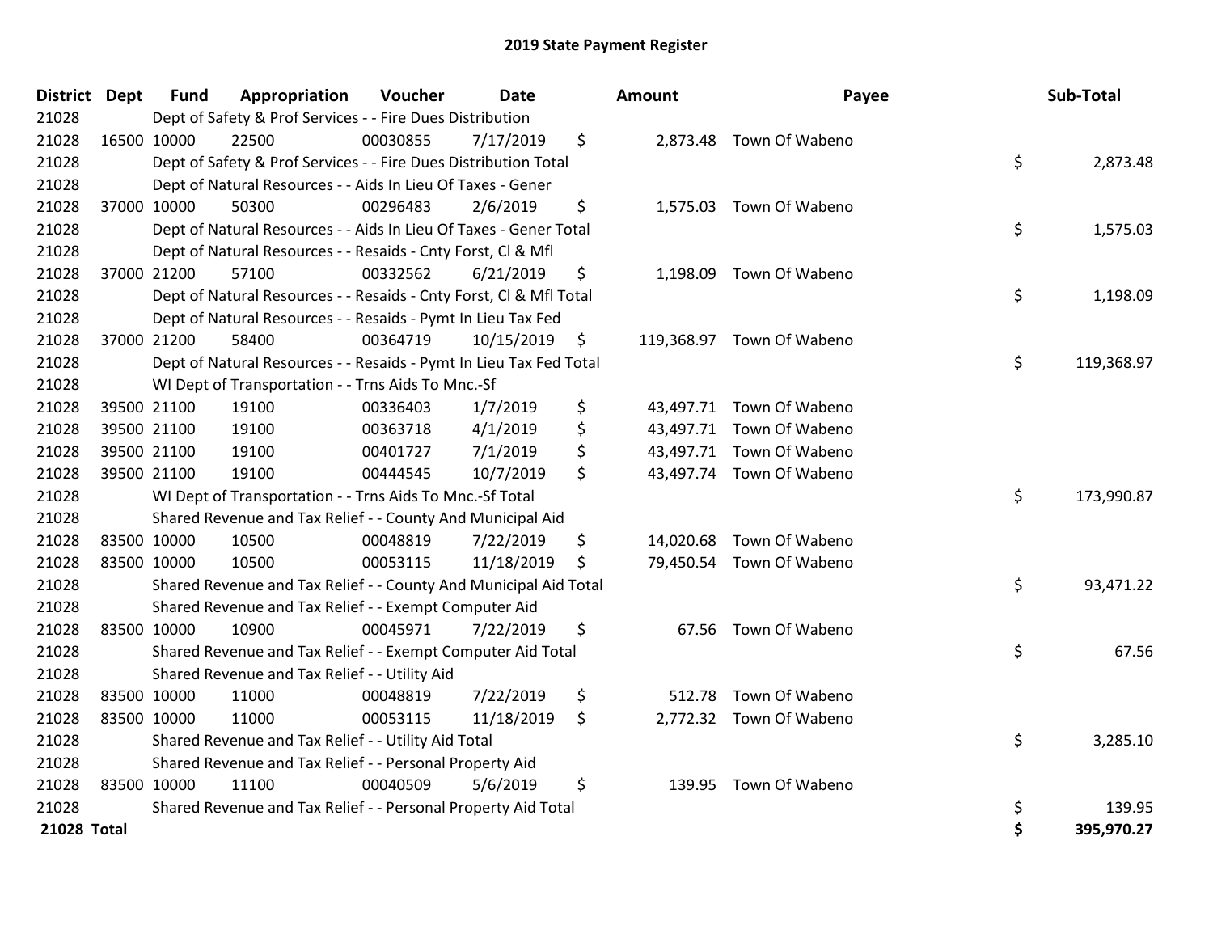# 2019 State Payment Register

| District | Dept | Fund | Appropriation | Voucher | Date | Amount | Payee | Sub-Total |
|---|---|---|---|---|---|---|---|---|
| 21028 | | Dept of Safety & Prof Services - - Fire Dues Distribution | | | | | | |
| 21028 | 16500 | 10000 | 22500 | 00030855 | 7/17/2019 | $ 2,873.48 | Town Of Wabeno | |
| 21028 | | Dept of Safety & Prof Services - - Fire Dues Distribution Total | | | | | | $ 2,873.48 |
| 21028 | | Dept of Natural Resources - - Aids In Lieu Of Taxes - Gener | | | | | | |
| 21028 | 37000 | 10000 | 50300 | 00296483 | 2/6/2019 | $ 1,575.03 | Town Of Wabeno | |
| 21028 | | Dept of Natural Resources - - Aids In Lieu Of Taxes - Gener Total | | | | | | $ 1,575.03 |
| 21028 | | Dept of Natural Resources - - Resaids - Cnty Forst, Cl & Mfl | | | | | | |
| 21028 | 37000 | 21200 | 57100 | 00332562 | 6/21/2019 | $ 1,198.09 | Town Of Wabeno | |
| 21028 | | Dept of Natural Resources - - Resaids - Cnty Forst, Cl & Mfl Total | | | | | | $ 1,198.09 |
| 21028 | | Dept of Natural Resources - - Resaids - Pymt In Lieu Tax Fed | | | | | | |
| 21028 | 37000 | 21200 | 58400 | 00364719 | 10/15/2019 | $ 119,368.97 | Town Of Wabeno | |
| 21028 | | Dept of Natural Resources - - Resaids - Pymt In Lieu Tax Fed Total | | | | | | $ 119,368.97 |
| 21028 | | WI Dept of Transportation - - Trns Aids To Mnc.-Sf | | | | | | |
| 21028 | 39500 | 21100 | 19100 | 00336403 | 1/7/2019 | $ 43,497.71 | Town Of Wabeno | |
| 21028 | 39500 | 21100 | 19100 | 00363718 | 4/1/2019 | $ 43,497.71 | Town Of Wabeno | |
| 21028 | 39500 | 21100 | 19100 | 00401727 | 7/1/2019 | $ 43,497.71 | Town Of Wabeno | |
| 21028 | 39500 | 21100 | 19100 | 00444545 | 10/7/2019 | $ 43,497.74 | Town Of Wabeno | |
| 21028 | | WI Dept of Transportation - - Trns Aids To Mnc.-Sf Total | | | | | | $ 173,990.87 |
| 21028 | | Shared Revenue and Tax Relief - - County And Municipal Aid | | | | | | |
| 21028 | 83500 | 10000 | 10500 | 00048819 | 7/22/2019 | $ 14,020.68 | Town Of Wabeno | |
| 21028 | 83500 | 10000 | 10500 | 00053115 | 11/18/2019 | $ 79,450.54 | Town Of Wabeno | |
| 21028 | | Shared Revenue and Tax Relief - - County And Municipal Aid Total | | | | | | $ 93,471.22 |
| 21028 | | Shared Revenue and Tax Relief - - Exempt Computer Aid | | | | | | |
| 21028 | 83500 | 10000 | 10900 | 00045971 | 7/22/2019 | $ 67.56 | Town Of Wabeno | |
| 21028 | | Shared Revenue and Tax Relief - - Exempt Computer Aid Total | | | | | | $ 67.56 |
| 21028 | | Shared Revenue and Tax Relief - - Utility Aid | | | | | | |
| 21028 | 83500 | 10000 | 11000 | 00048819 | 7/22/2019 | $ 512.78 | Town Of Wabeno | |
| 21028 | 83500 | 10000 | 11000 | 00053115 | 11/18/2019 | $ 2,772.32 | Town Of Wabeno | |
| 21028 | | Shared Revenue and Tax Relief - - Utility Aid Total | | | | | | $ 3,285.10 |
| 21028 | | Shared Revenue and Tax Relief - - Personal Property Aid | | | | | | |
| 21028 | 83500 | 10000 | 11100 | 00040509 | 5/6/2019 | $ 139.95 | Town Of Wabeno | |
| 21028 | | Shared Revenue and Tax Relief - - Personal Property Aid Total | | | | | | $ 139.95 |
| **21028 Total** | | | | | | | | **$ 395,970.27** |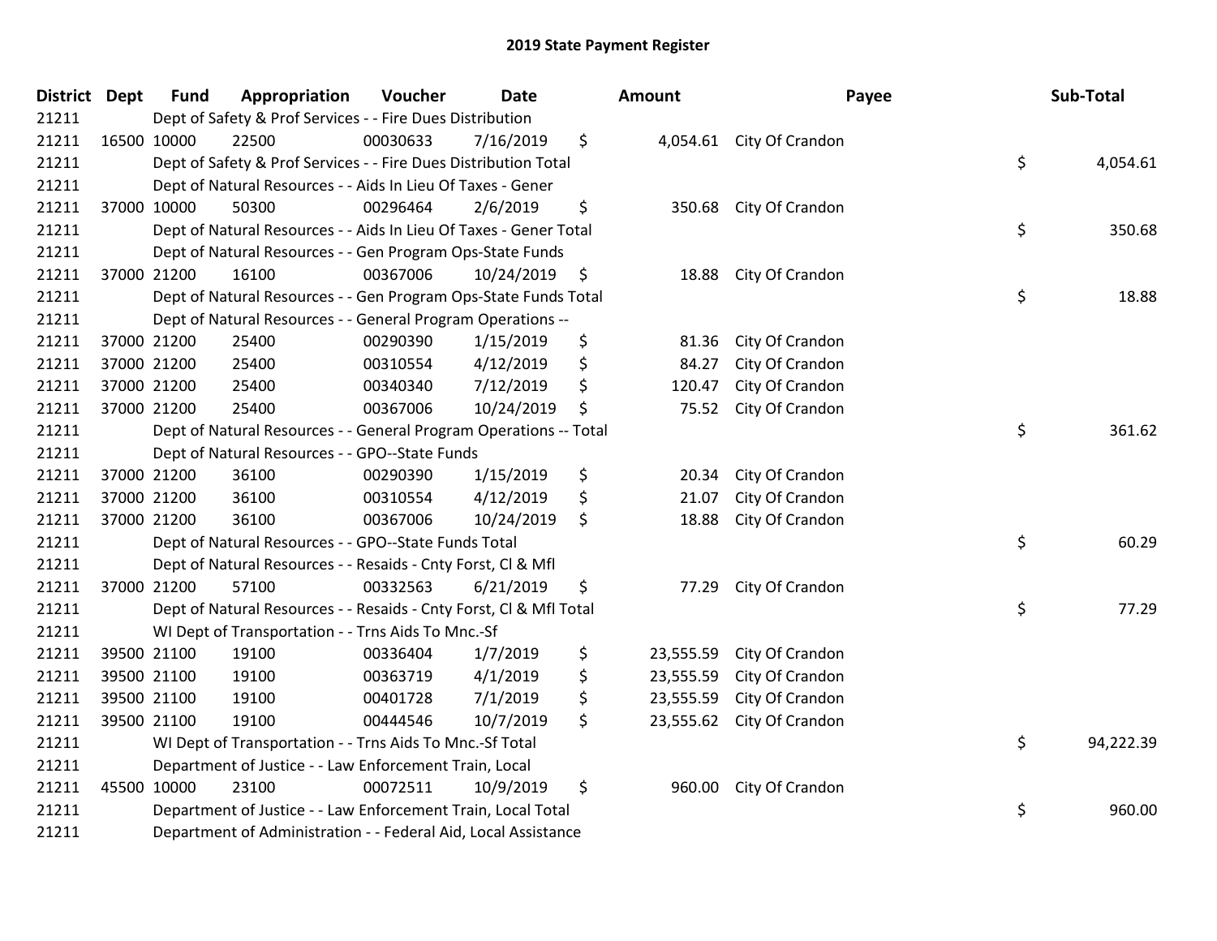# 2019 State Payment Register

| District | Dept | Fund | Appropriation | Voucher | Date | Amount | Payee | Sub-Total |
|---|---|---|---|---|---|---|---|---|
| 21211 | | Dept of Safety & Prof Services - - Fire Dues Distribution | | | | | | |
| 21211 | 16500 | 10000 | 22500 | 00030633 | 7/16/2019 | $ 4,054.61 | City Of Crandon | |
| 21211 | | Dept of Safety & Prof Services - - Fire Dues Distribution Total | | | | | | $ 4,054.61 |
| 21211 | | Dept of Natural Resources - - Aids In Lieu Of Taxes - Gener | | | | | | |
| 21211 | 37000 | 10000 | 50300 | 00296464 | 2/6/2019 | $ 350.68 | City Of Crandon | |
| 21211 | | Dept of Natural Resources - - Aids In Lieu Of Taxes - Gener Total | | | | | | $ 350.68 |
| 21211 | | Dept of Natural Resources - - Gen Program Ops-State Funds | | | | | | |
| 21211 | 37000 | 21200 | 16100 | 00367006 | 10/24/2019 | $ 18.88 | City Of Crandon | |
| 21211 | | Dept of Natural Resources - - Gen Program Ops-State Funds Total | | | | | | $ 18.88 |
| 21211 | | Dept of Natural Resources - - General Program Operations -- | | | | | | |
| 21211 | 37000 | 21200 | 25400 | 00290390 | 1/15/2019 | $ 81.36 | City Of Crandon | |
| 21211 | 37000 | 21200 | 25400 | 00310554 | 4/12/2019 | $ 84.27 | City Of Crandon | |
| 21211 | 37000 | 21200 | 25400 | 00340340 | 7/12/2019 | $ 120.47 | City Of Crandon | |
| 21211 | 37000 | 21200 | 25400 | 00367006 | 10/24/2019 | $ 75.52 | City Of Crandon | |
| 21211 | | Dept of Natural Resources - - General Program Operations -- Total | | | | | | $ 361.62 |
| 21211 | | Dept of Natural Resources - - GPO--State Funds | | | | | | |
| 21211 | 37000 | 21200 | 36100 | 00290390 | 1/15/2019 | $ 20.34 | City Of Crandon | |
| 21211 | 37000 | 21200 | 36100 | 00310554 | 4/12/2019 | $ 21.07 | City Of Crandon | |
| 21211 | 37000 | 21200 | 36100 | 00367006 | 10/24/2019 | $ 18.88 | City Of Crandon | |
| 21211 | | Dept of Natural Resources - - GPO--State Funds Total | | | | | | $ 60.29 |
| 21211 | | Dept of Natural Resources - - Resaids - Cnty Forst, Cl & Mfl | | | | | | |
| 21211 | 37000 | 21200 | 57100 | 00332563 | 6/21/2019 | $ 77.29 | City Of Crandon | |
| 21211 | | Dept of Natural Resources - - Resaids - Cnty Forst, Cl & Mfl Total | | | | | | $ 77.29 |
| 21211 | | WI Dept of Transportation - - Trns Aids To Mnc.-Sf | | | | | | |
| 21211 | 39500 | 21100 | 19100 | 00336404 | 1/7/2019 | $ 23,555.59 | City Of Crandon | |
| 21211 | 39500 | 21100 | 19100 | 00363719 | 4/1/2019 | $ 23,555.59 | City Of Crandon | |
| 21211 | 39500 | 21100 | 19100 | 00401728 | 7/1/2019 | $ 23,555.59 | City Of Crandon | |
| 21211 | 39500 | 21100 | 19100 | 00444546 | 10/7/2019 | $ 23,555.62 | City Of Crandon | |
| 21211 | | WI Dept of Transportation - - Trns Aids To Mnc.-Sf Total | | | | | | $ 94,222.39 |
| 21211 | | Department of Justice - - Law Enforcement Train, Local | | | | | | |
| 21211 | 45500 | 10000 | 23100 | 00072511 | 10/9/2019 | $ 960.00 | City Of Crandon | |
| 21211 | | Department of Justice - - Law Enforcement Train, Local Total | | | | | | $ 960.00 |
| 21211 | | Department of Administration - - Federal Aid, Local Assistance | | | | | | |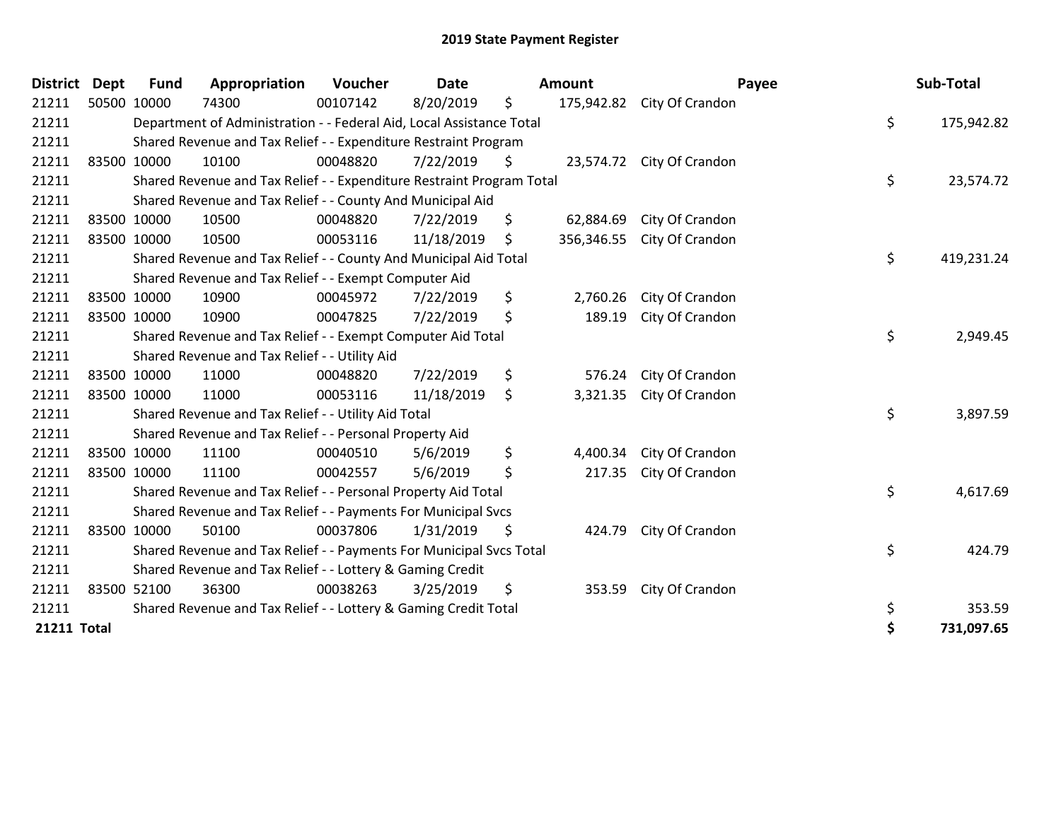# 2019 State Payment Register

| District | Dept | Fund | Appropriation | Voucher | Date | Amount | Payee | Sub-Total |
|---|---|---|---|---|---|---|---|---|
| 21211 | 50500 | 10000 | 74300 | 00107142 | 8/20/2019 | $ 175,942.82 | City Of Crandon | |
| 21211 | | Department of Administration - - Federal Aid, Local Assistance Total | | | | | | $ 175,942.82 |
| 21211 | | Shared Revenue and Tax Relief - - Expenditure Restraint Program | | | | | | |
| 21211 | 83500 | 10000 | 10100 | 00048820 | 7/22/2019 | $ 23,574.72 | City Of Crandon | |
| 21211 | | Shared Revenue and Tax Relief - - Expenditure Restraint Program Total | | | | | | $ 23,574.72 |
| 21211 | | Shared Revenue and Tax Relief - - County And Municipal Aid | | | | | | |
| 21211 | 83500 | 10000 | 10500 | 00048820 | 7/22/2019 | $ 62,884.69 | City Of Crandon | |
| 21211 | 83500 | 10000 | 10500 | 00053116 | 11/18/2019 | $ 356,346.55 | City Of Crandon | |
| 21211 | | Shared Revenue and Tax Relief - - County And Municipal Aid Total | | | | | | $ 419,231.24 |
| 21211 | | Shared Revenue and Tax Relief - - Exempt Computer Aid | | | | | | |
| 21211 | 83500 | 10000 | 10900 | 00045972 | 7/22/2019 | $ 2,760.26 | City Of Crandon | |
| 21211 | 83500 | 10000 | 10900 | 00047825 | 7/22/2019 | $ 189.19 | City Of Crandon | |
| 21211 | | Shared Revenue and Tax Relief - - Exempt Computer Aid Total | | | | | | $ 2,949.45 |
| 21211 | | Shared Revenue and Tax Relief - - Utility Aid | | | | | | |
| 21211 | 83500 | 10000 | 11000 | 00048820 | 7/22/2019 | $ 576.24 | City Of Crandon | |
| 21211 | 83500 | 10000 | 11000 | 00053116 | 11/18/2019 | $ 3,321.35 | City Of Crandon | |
| 21211 | | Shared Revenue and Tax Relief - - Utility Aid Total | | | | | | $ 3,897.59 |
| 21211 | | Shared Revenue and Tax Relief - - Personal Property Aid | | | | | | |
| 21211 | 83500 | 10000 | 11100 | 00040510 | 5/6/2019 | $ 4,400.34 | City Of Crandon | |
| 21211 | 83500 | 10000 | 11100 | 00042557 | 5/6/2019 | $ 217.35 | City Of Crandon | |
| 21211 | | Shared Revenue and Tax Relief - - Personal Property Aid Total | | | | | | $ 4,617.69 |
| 21211 | | Shared Revenue and Tax Relief - - Payments For Municipal Svcs | | | | | | |
| 21211 | 83500 | 10000 | 50100 | 00037806 | 1/31/2019 | $ 424.79 | City Of Crandon | |
| 21211 | | Shared Revenue and Tax Relief - - Payments For Municipal Svcs Total | | | | | | $ 424.79 |
| 21211 | | Shared Revenue and Tax Relief - - Lottery & Gaming Credit | | | | | | |
| 21211 | 83500 | 52100 | 36300 | 00038263 | 3/25/2019 | $ 353.59 | City Of Crandon | |
| 21211 | | Shared Revenue and Tax Relief - - Lottery & Gaming Credit Total | | | | | | $ 353.59 |
| **21211 Total** | | | | | | | | **$ 731,097.65** |